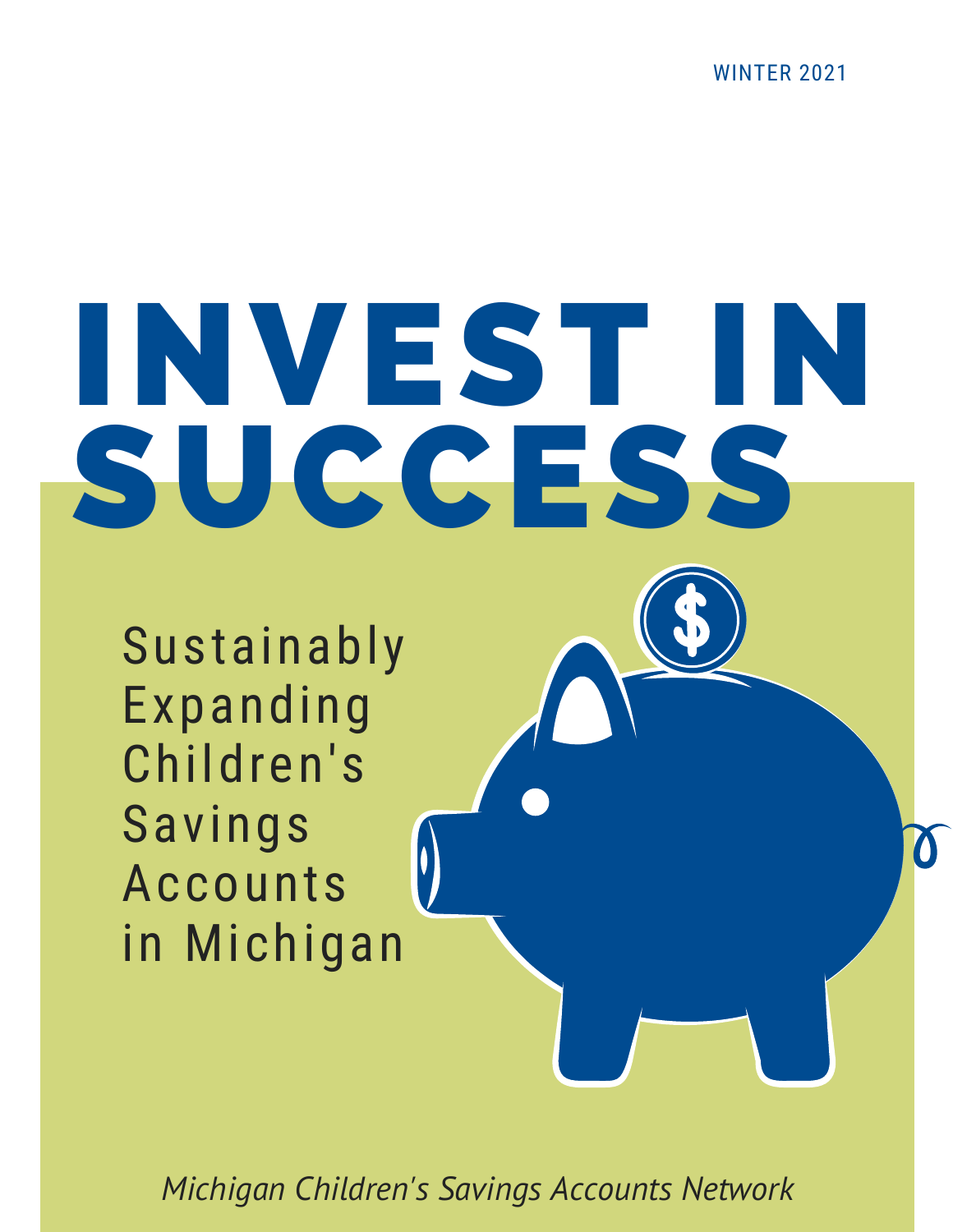WINTER 2021

# INVEST IN SUCCESS

## Sustainably Expanding Children's Savings Accounts in Michigan

*Michigan Children's Savings Accounts Network*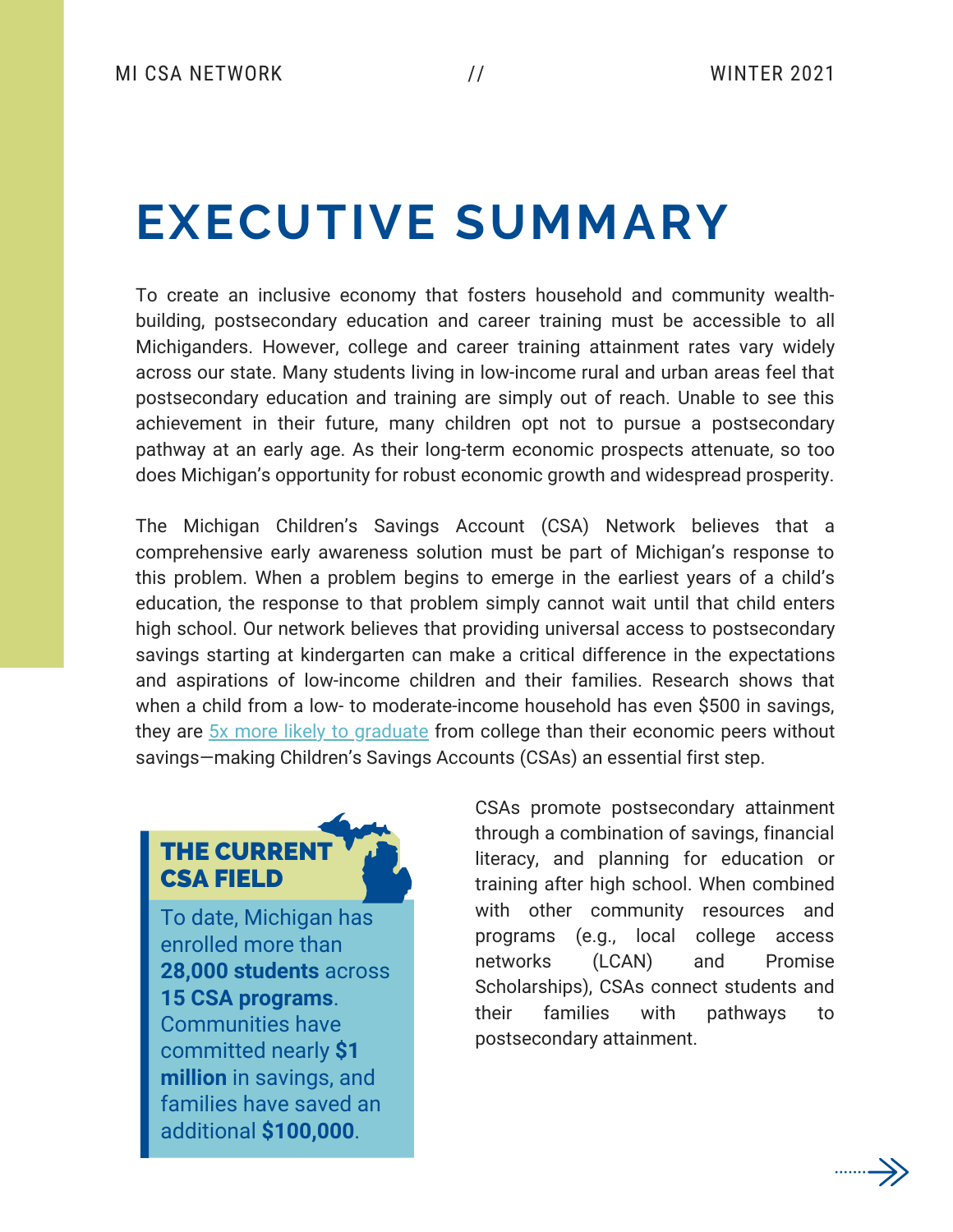# EXECUTIVE SUMMARY

To create an inclusive economy that fosters household and community wealth-building, postsecondary education and career training must be accessible to all Michiganders. However, college and career training attainment rates vary widely across our state. Many students living in low-income rural and urban areas feel that postsecondary education and training are simply out of reach. Unable to see this achievement in their future, many children opt not to pursue a postsecondary pathway at an early age. As their long-term economic prospects attenuate, so too does Michigan's opportunity for robust economic growth and widespread prosperity.

The Michigan Children's Savings Account (CSA) Network believes that a comprehensive early awareness solution must be part of Michigan's response to this problem. When a problem begins to emerge in the earliest years of a child's education, the response to that problem simply cannot wait until that child enters high school. Our network believes that providing universal access to postsecondary savings starting at kindergarten can make a critical difference in the expectations and aspirations of low-income children and their families. Research shows that when a child from a low- to moderate-income household has even $500 in savings, they are 5x more likely to graduate from college than their economic peers without savings—making Children's Savings Accounts (CSAs) an essential first step.

## THE CURRENT CSA FIELD

To date, Michigan has enrolled more than **28,000 students** across **15 CSA programs**. Communities have committed nearly **$1 million** in savings, and families have saved an additional **$100,000**.

CSAs promote postsecondary attainment through a combination of savings, financial literacy, and planning for education or training after high school. When combined with other community resources and programs (e.g., local college access networks (LCAN) and Promise Scholarships), CSAs connect students and their families with pathways to postsecondary attainment.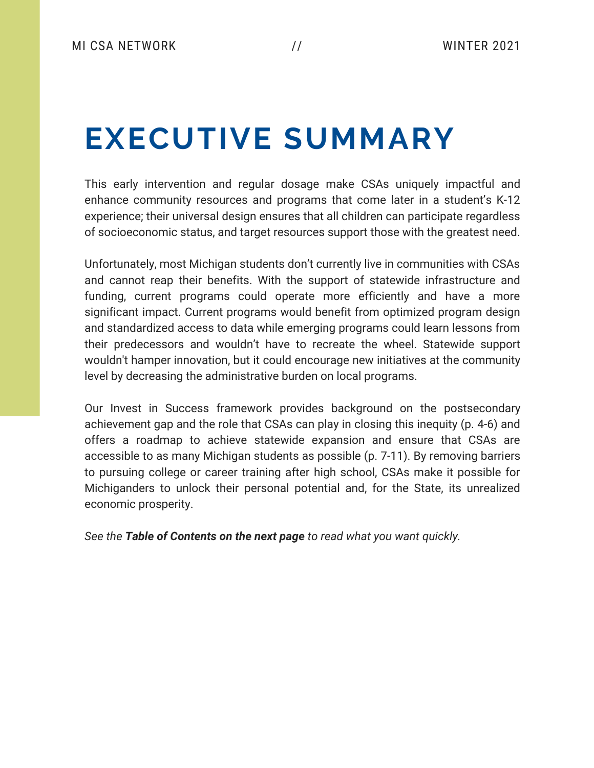# EXECUTIVE SUMMARY

This early intervention and regular dosage make CSAs uniquely impactful and enhance community resources and programs that come later in a student's K-12 experience; their universal design ensures that all children can participate regardless of socioeconomic status, and target resources support those with the greatest need.

Unfortunately, most Michigan students don't currently live in communities with CSAs and cannot reap their benefits. With the support of statewide infrastructure and funding, current programs could operate more efficiently and have a more significant impact. Current programs would benefit from optimized program design and standardized access to data while emerging programs could learn lessons from their predecessors and wouldn't have to recreate the wheel. Statewide support wouldn't hamper innovation, but it could encourage new initiatives at the community level by decreasing the administrative burden on local programs.

Our Invest in Success framework provides background on the postsecondary achievement gap and the role that CSAs can play in closing this inequity (p. 4-6) and offers a roadmap to achieve statewide expansion and ensure that CSAs are accessible to as many Michigan students as possible (p. 7-11). By removing barriers to pursuing college or career training after high school, CSAs make it possible for Michiganders to unlock their personal potential and, for the State, its unrealized economic prosperity.

*See the **Table of Contents on the next page** to read what you want quickly.*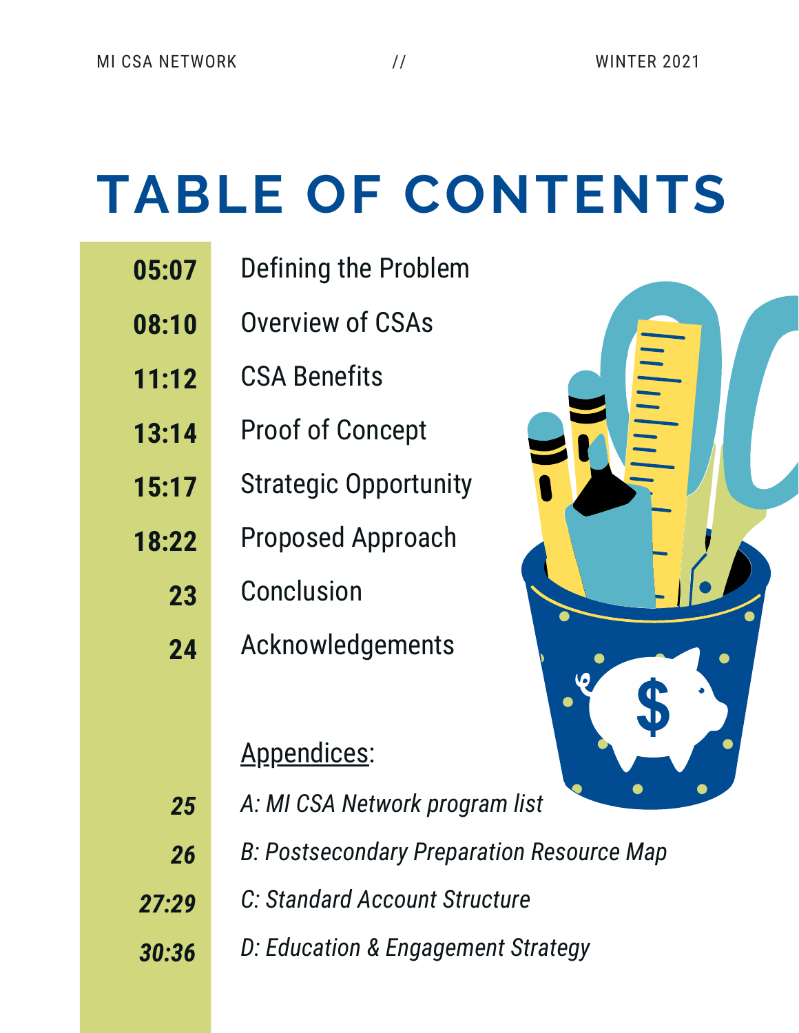# TABLE OF CONTENTS

| | |
|---|---|
| **05:07** | Defining the Problem |
| **08:10** | Overview of CSAs |
| **11:12** | CSA Benefits |
| **13:14** | Proof of Concept |
| **15:17** | Strategic Opportunity |
| **18:22** | Proposed Approach |
| **23** | Conclusion |
| **24** | Acknowledgements |

Appendices:

| | |
|---|---|
| ***25*** | *A: MI CSA Network program list* |
| ***26*** | *B: Postsecondary Preparation Resource Map* |
| ***27:29*** | *C: Standard Account Structure* |
| ***30:36*** | *D: Education & Engagement Strategy* |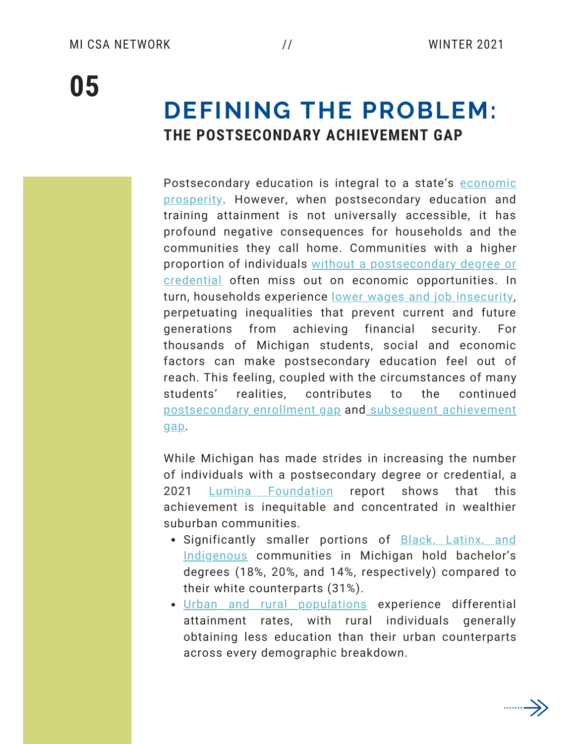# DEFINING THE PROBLEM:

## THE POSTSECONDARY ACHIEVEMENT GAP

Postsecondary education is integral to a state's economic prosperity. However, when postsecondary education and training attainment is not universally accessible, it has profound negative consequences for households and the communities they call home. Communities with a higher proportion of individuals without a postsecondary degree or credential often miss out on economic opportunities. In turn, households experience lower wages and job insecurity, perpetuating inequalities that prevent current and future generations from achieving financial security. For thousands of Michigan students, social and economic factors can make postsecondary education feel out of reach. This feeling, coupled with the circumstances of many students' realities, contributes to the continued postsecondary enrollment gap and subsequent achievement gap.

While Michigan has made strides in increasing the number of individuals with a postsecondary degree or credential, a 2021 Lumina Foundation report shows that this achievement is inequitable and concentrated in wealthier suburban communities.

- Significantly smaller portions of Black, Latinx, and Indigenous communities in Michigan hold bachelor's degrees (18%, 20%, and 14%, respectively) compared to their white counterparts (31%).
- Urban and rural populations experience differential attainment rates, with rural individuals generally obtaining less education than their urban counterparts across every demographic breakdown.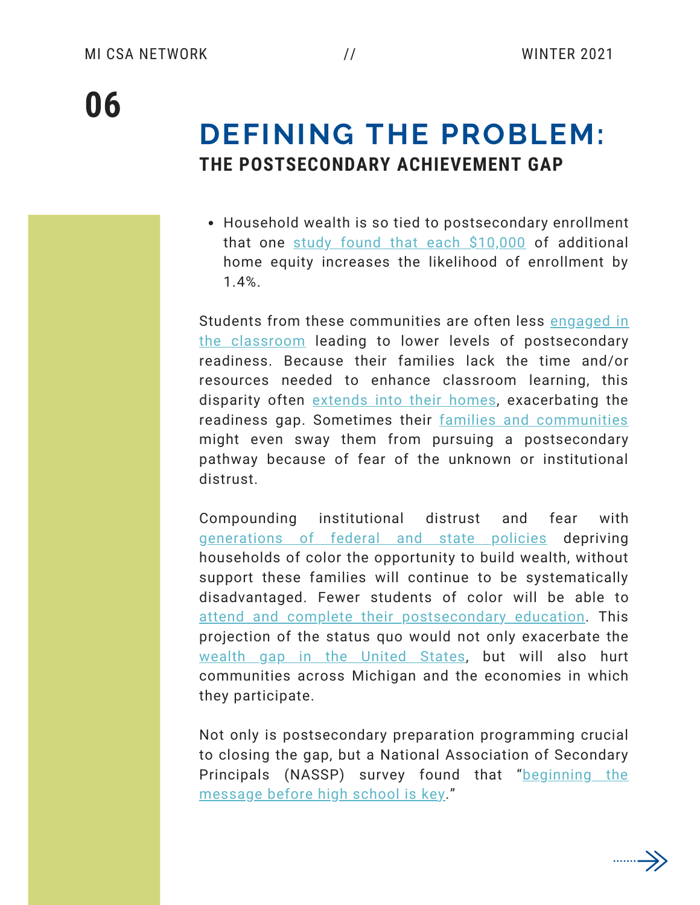## DEFINING THE PROBLEM:

### THE POSTSECONDARY ACHIEVEMENT GAP

- Household wealth is so tied to postsecondary enrollment that one study found that each $10,000 of additional home equity increases the likelihood of enrollment by 1.4%.

Students from these communities are often less engaged in the classroom leading to lower levels of postsecondary readiness. Because their families lack the time and/or resources needed to enhance classroom learning, this disparity often extends into their homes, exacerbating the readiness gap. Sometimes their families and communities might even sway them from pursuing a postsecondary pathway because of fear of the unknown or institutional distrust.

Compounding institutional distrust and fear with generations of federal and state policies depriving households of color the opportunity to build wealth, without support these families will continue to be systematically disadvantaged. Fewer students of color will be able to attend and complete their postsecondary education. This projection of the status quo would not only exacerbate the wealth gap in the United States, but will also hurt communities across Michigan and the economies in which they participate.

Not only is postsecondary preparation programming crucial to closing the gap, but a National Association of Secondary Principals (NASSP) survey found that "beginning the message before high school is key."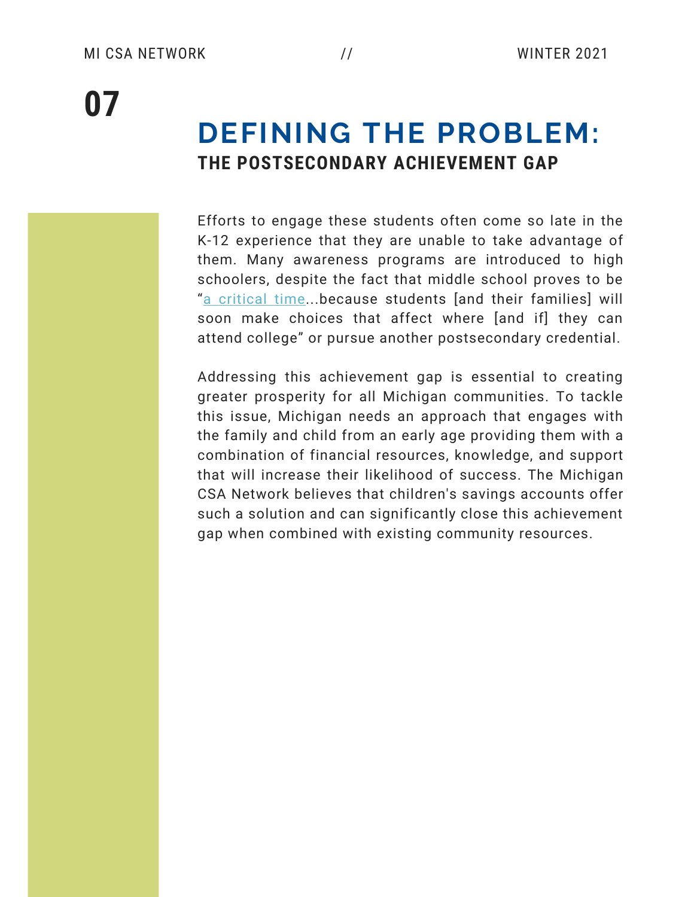# DEFINING THE PROBLEM:

## THE POSTSECONDARY ACHIEVEMENT GAP

Efforts to engage these students often come so late in the K-12 experience that they are unable to take advantage of them. Many awareness programs are introduced to high schoolers, despite the fact that middle school proves to be "a critical time...because students [and their families] will soon make choices that affect where [and if] they can attend college" or pursue another postsecondary credential.

Addressing this achievement gap is essential to creating greater prosperity for all Michigan communities. To tackle this issue, Michigan needs an approach that engages with the family and child from an early age providing them with a combination of financial resources, knowledge, and support that will increase their likelihood of success. The Michigan CSA Network believes that children's savings accounts offer such a solution and can significantly close this achievement gap when combined with existing community resources.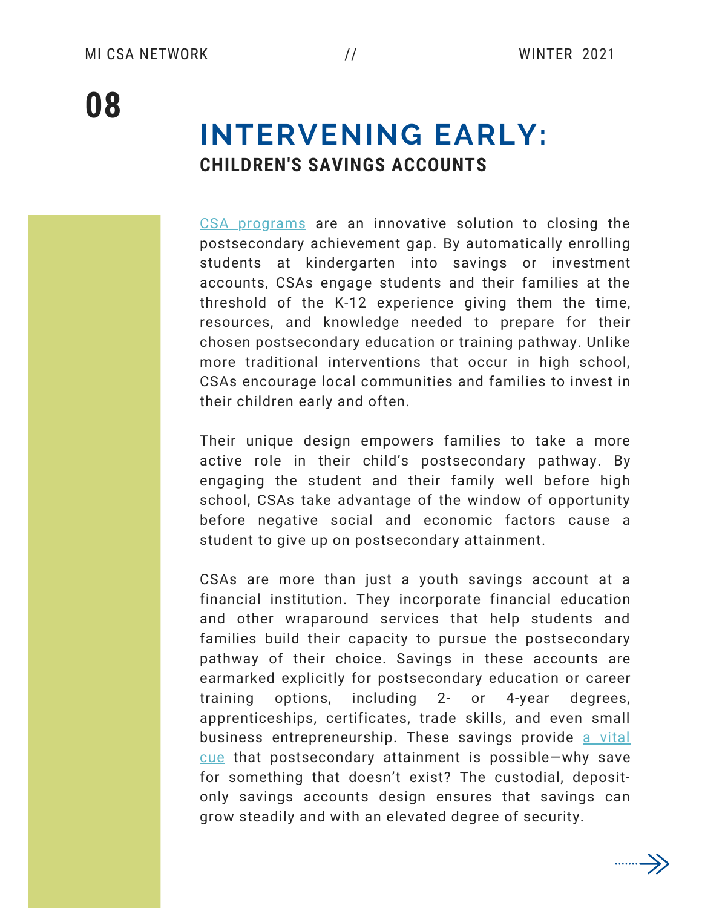# INTERVENING EARLY:

## CHILDREN'S SAVINGS ACCOUNTS

CSA programs are an innovative solution to closing the postsecondary achievement gap. By automatically enrolling students at kindergarten into savings or investment accounts, CSAs engage students and their families at the threshold of the K-12 experience giving them the time, resources, and knowledge needed to prepare for their chosen postsecondary education or training pathway. Unlike more traditional interventions that occur in high school, CSAs encourage local communities and families to invest in their children early and often.

Their unique design empowers families to take a more active role in their child's postsecondary pathway. By engaging the student and their family well before high school, CSAs take advantage of the window of opportunity before negative social and economic factors cause a student to give up on postsecondary attainment.

CSAs are more than just a youth savings account at a financial institution. They incorporate financial education and other wraparound services that help students and families build their capacity to pursue the postsecondary pathway of their choice. Savings in these accounts are earmarked explicitly for postsecondary education or career training options, including 2- or 4-year degrees, apprenticeships, certificates, trade skills, and even small business entrepreneurship. These savings provide a vital cue that postsecondary attainment is possible—why save for something that doesn't exist? The custodial, deposit-only savings accounts design ensures that savings can grow steadily and with an elevated degree of security.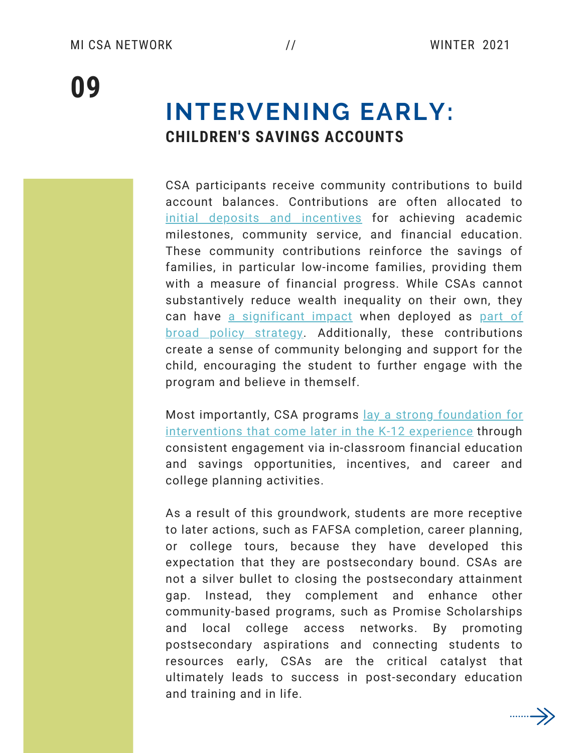# INTERVENING EARLY:

## CHILDREN'S SAVINGS ACCOUNTS

CSA participants receive community contributions to build account balances. Contributions are often allocated to initial deposits and incentives for achieving academic milestones, community service, and financial education. These community contributions reinforce the savings of families, in particular low-income families, providing them with a measure of financial progress. While CSAs cannot substantively reduce wealth inequality on their own, they can have a significant impact when deployed as part of broad policy strategy. Additionally, these contributions create a sense of community belonging and support for the child, encouraging the student to further engage with the program and believe in themself.

Most importantly, CSA programs lay a strong foundation for interventions that come later in the K-12 experience through consistent engagement via in-classroom financial education and savings opportunities, incentives, and career and college planning activities.

As a result of this groundwork, students are more receptive to later actions, such as FAFSA completion, career planning, or college tours, because they have developed this expectation that they are postsecondary bound. CSAs are not a silver bullet to closing the postsecondary attainment gap. Instead, they complement and enhance other community-based programs, such as Promise Scholarships and local college access networks. By promoting postsecondary aspirations and connecting students to resources early, CSAs are the critical catalyst that ultimately leads to success in post-secondary education and training and in life.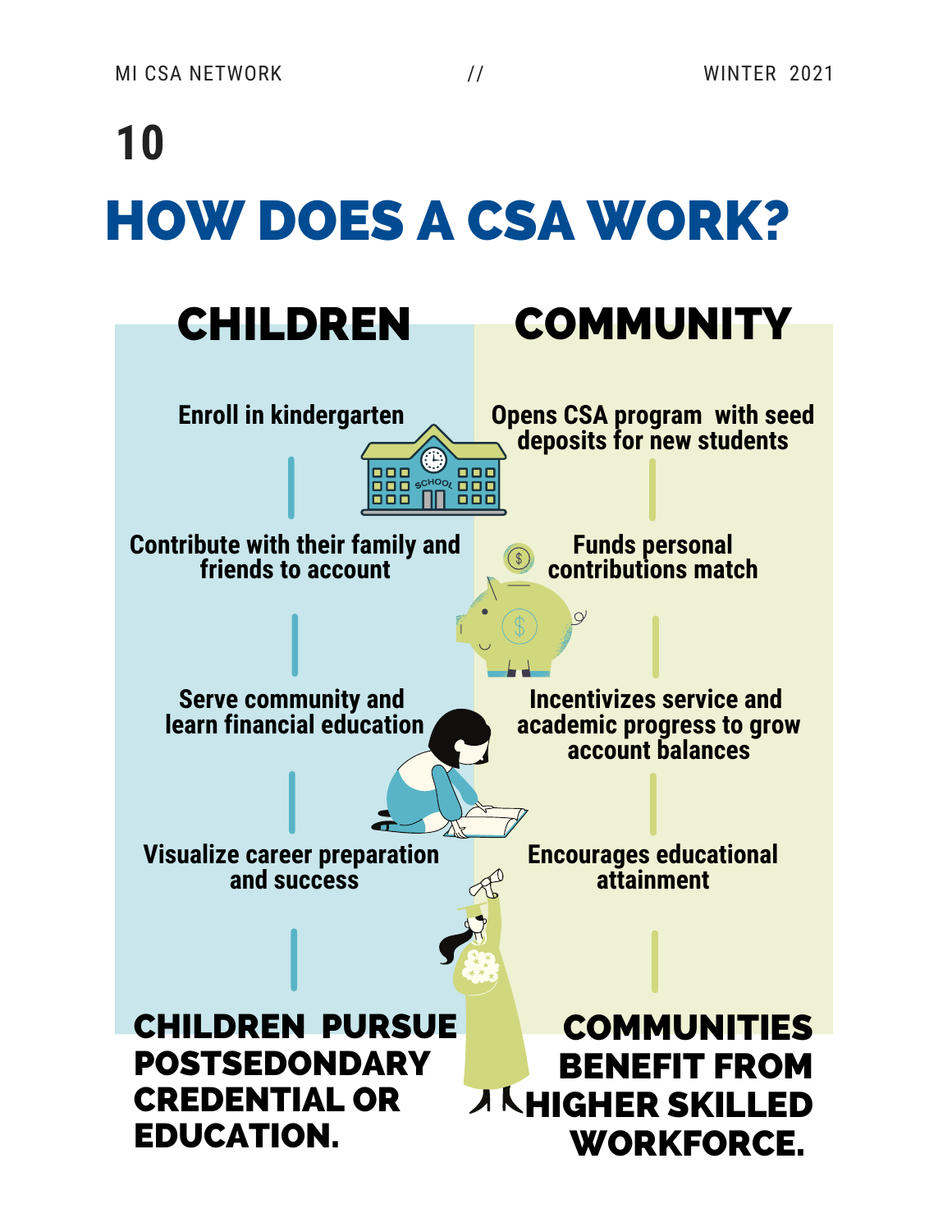# HOW DOES A CSA WORK?

## CHILDREN

Enroll in kindergarten

Contribute with their family and friends to account

Serve community and learn financial education

Visualize career preparation and success

**CHILDREN PURSUE POSTSEDONDARY CREDENTIAL OR EDUCATION.**

## COMMUNITY

Opens CSA program with seed deposits for new students

Funds personal contributions match

Incentivizes service and academic progress to grow account balances

Encourages educational attainment

**COMMUNITIES BENEFIT FROM HIGHER SKILLED WORKFORCE.**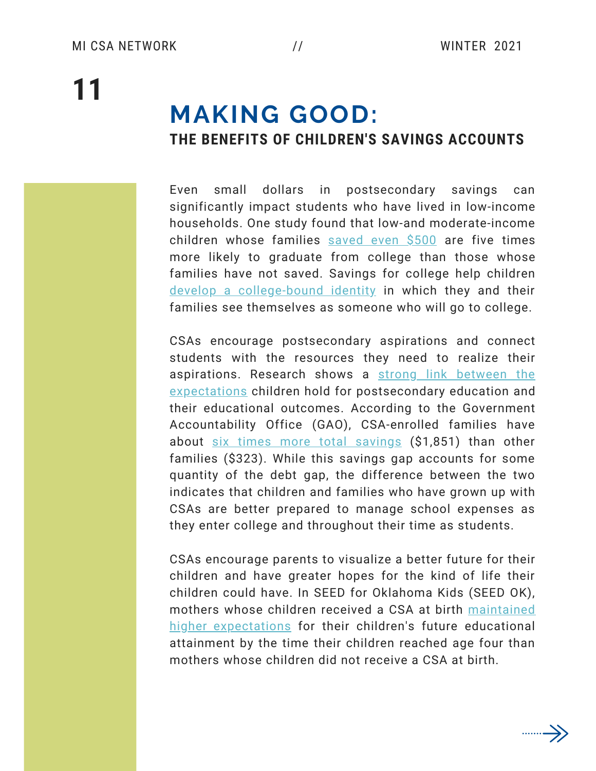# MAKING GOOD:

## THE BENEFITS OF CHILDREN'S SAVINGS ACCOUNTS

Even small dollars in postsecondary savings can significantly impact students who have lived in low-income households. One study found that low-and moderate-income children whose families saved even $500 are five times more likely to graduate from college than those whose families have not saved. Savings for college help children develop a college-bound identity in which they and their families see themselves as someone who will go to college.

CSAs encourage postsecondary aspirations and connect students with the resources they need to realize their aspirations. Research shows a strong link between the expectations children hold for postsecondary education and their educational outcomes. According to the Government Accountability Office (GAO), CSA-enrolled families have about six times more total savings ($1,851) than other families ($323). While this savings gap accounts for some quantity of the debt gap, the difference between the two indicates that children and families who have grown up with CSAs are better prepared to manage school expenses as they enter college and throughout their time as students.

CSAs encourage parents to visualize a better future for their children and have greater hopes for the kind of life their children could have. In SEED for Oklahoma Kids (SEED OK), mothers whose children received a CSA at birth maintained higher expectations for their children's future educational attainment by the time their children reached age four than mothers whose children did not receive a CSA at birth.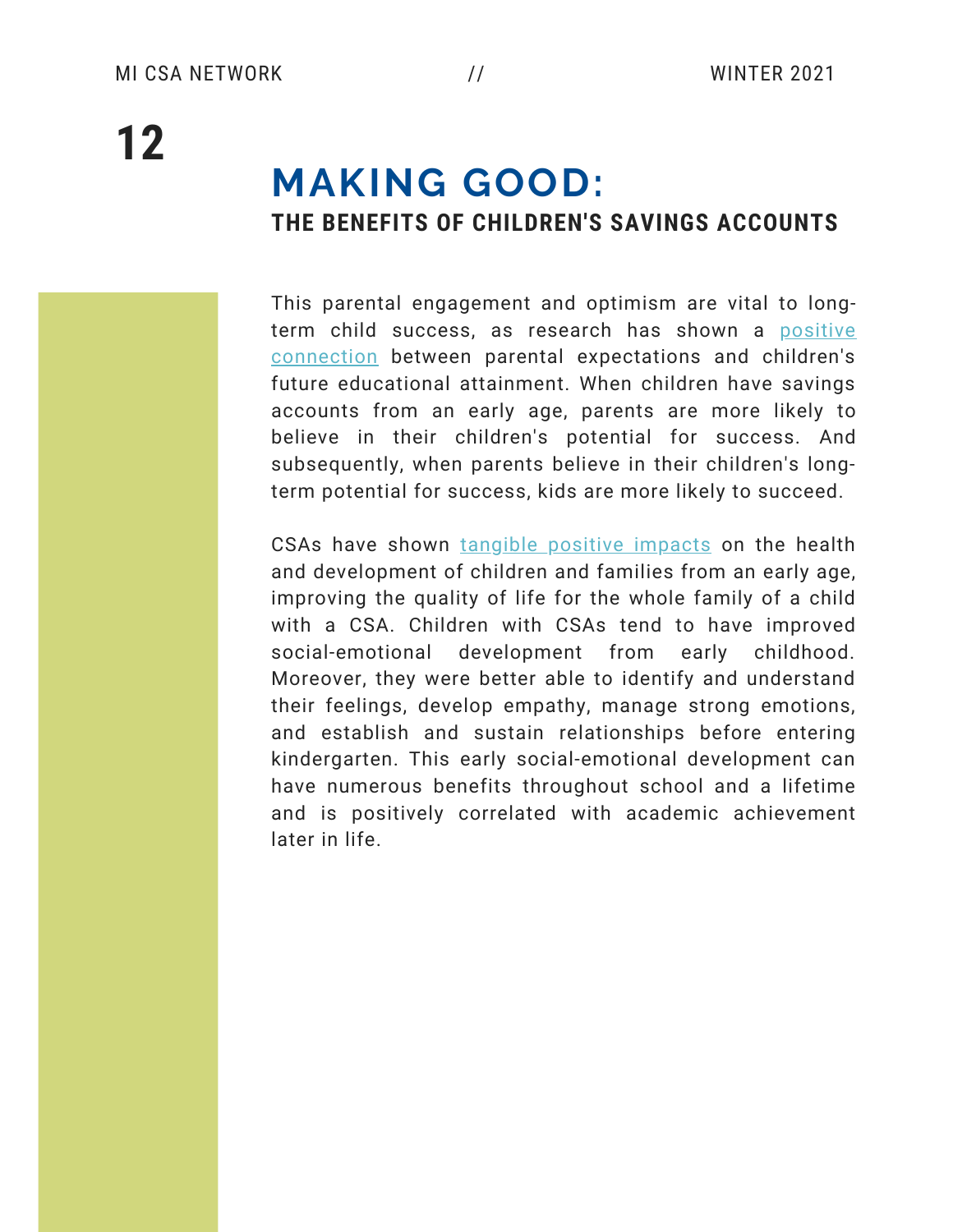# MAKING GOOD:

## THE BENEFITS OF CHILDREN'S SAVINGS ACCOUNTS

This parental engagement and optimism are vital to long-term child success, as research has shown a positive connection between parental expectations and children's future educational attainment. When children have savings accounts from an early age, parents are more likely to believe in their children's potential for success. And subsequently, when parents believe in their children's long-term potential for success, kids are more likely to succeed.

CSAs have shown tangible positive impacts on the health and development of children and families from an early age, improving the quality of life for the whole family of a child with a CSA. Children with CSAs tend to have improved social-emotional development from early childhood. Moreover, they were better able to identify and understand their feelings, develop empathy, manage strong emotions, and establish and sustain relationships before entering kindergarten. This early social-emotional development can have numerous benefits throughout school and a lifetime and is positively correlated with academic achievement later in life.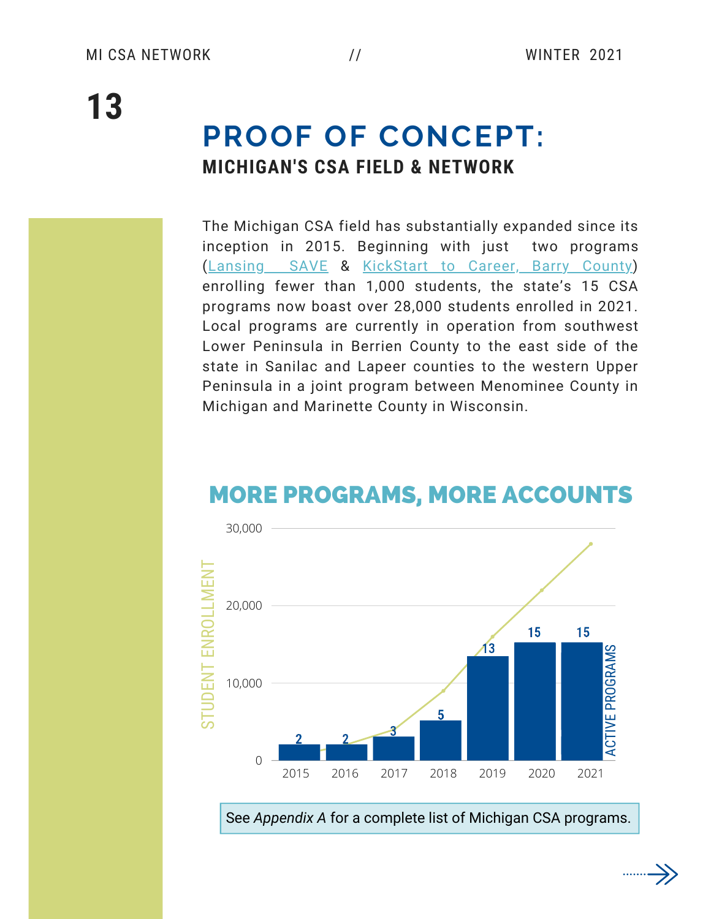# PROOF OF CONCEPT:

## MICHIGAN'S CSA FIELD & NETWORK

The Michigan CSA field has substantially expanded since its inception in 2015. Beginning with just two programs (Lansing SAVE & KickStart to Career, Barry County) enrolling fewer than 1,000 students, the state's 15 CSA programs now boast over 28,000 students enrolled in 2021. Local programs are currently in operation from southwest Lower Peninsula in Berrien County to the east side of the state in Sanilac and Lapeer counties to the western Upper Peninsula in a joint program between Menominee County in Michigan and Marinette County in Wisconsin.

## MORE PROGRAMS, MORE ACCOUNTS

| Year | Active Programs |
|---|---|
| 2015 | 2 |
| 2016 | 2 |
| 2017 | 3 |
| 2018 | 5 |
| 2019 | 13 |
| 2020 | 15 |
| 2021 | 15 |

See *Appendix A* for a complete list of Michigan CSA programs.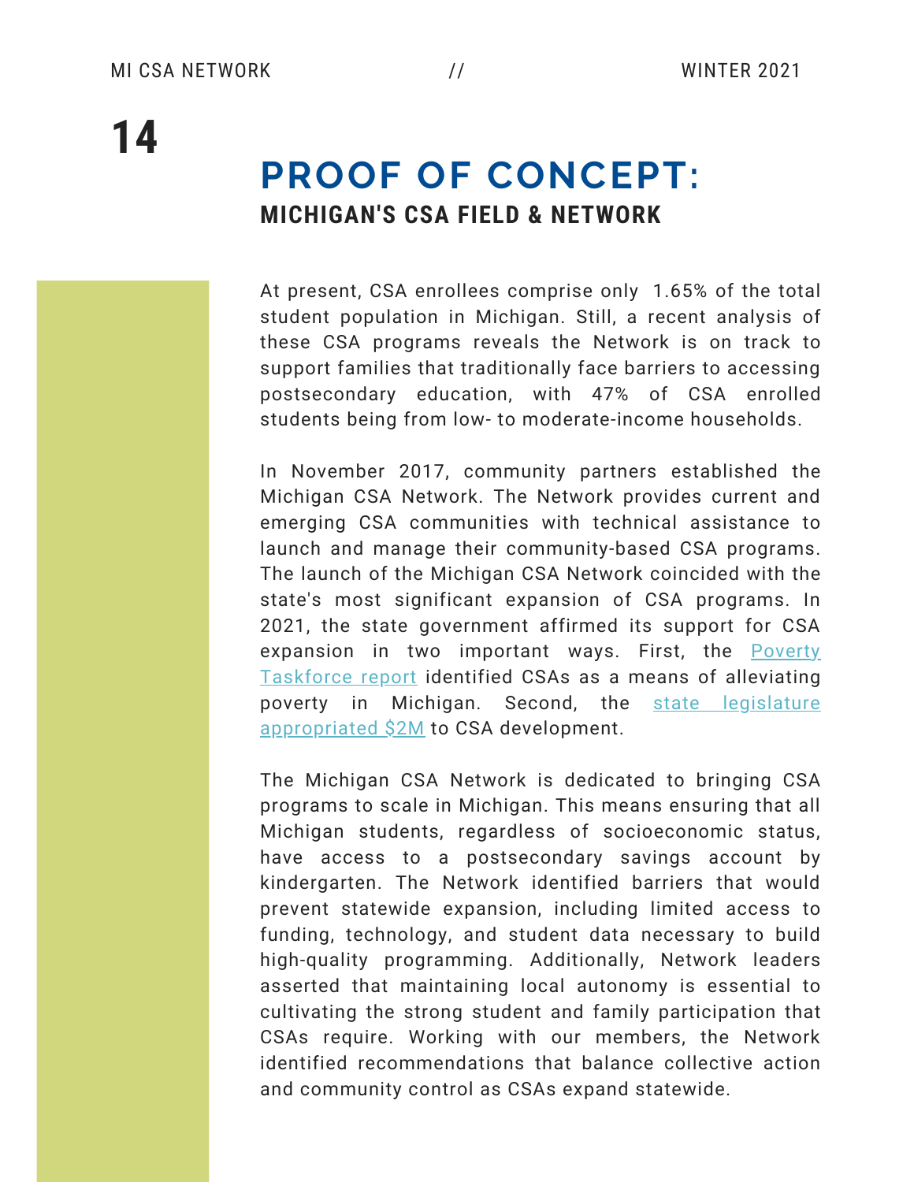# PROOF OF CONCEPT:

## MICHIGAN'S CSA FIELD & NETWORK

At present, CSA enrollees comprise only 1.65% of the total student population in Michigan. Still, a recent analysis of these CSA programs reveals the Network is on track to support families that traditionally face barriers to accessing postsecondary education, with 47% of CSA enrolled students being from low- to moderate-income households.

In November 2017, community partners established the Michigan CSA Network. The Network provides current and emerging CSA communities with technical assistance to launch and manage their community-based CSA programs. The launch of the Michigan CSA Network coincided with the state's most significant expansion of CSA programs. In 2021, the state government affirmed its support for CSA expansion in two important ways. First, the Poverty Taskforce report identified CSAs as a means of alleviating poverty in Michigan. Second, the state legislature appropriated $2M to CSA development.

The Michigan CSA Network is dedicated to bringing CSA programs to scale in Michigan. This means ensuring that all Michigan students, regardless of socioeconomic status, have access to a postsecondary savings account by kindergarten. The Network identified barriers that would prevent statewide expansion, including limited access to funding, technology, and student data necessary to build high-quality programming. Additionally, Network leaders asserted that maintaining local autonomy is essential to cultivating the strong student and family participation that CSAs require. Working with our members, the Network identified recommendations that balance collective action and community control as CSAs expand statewide.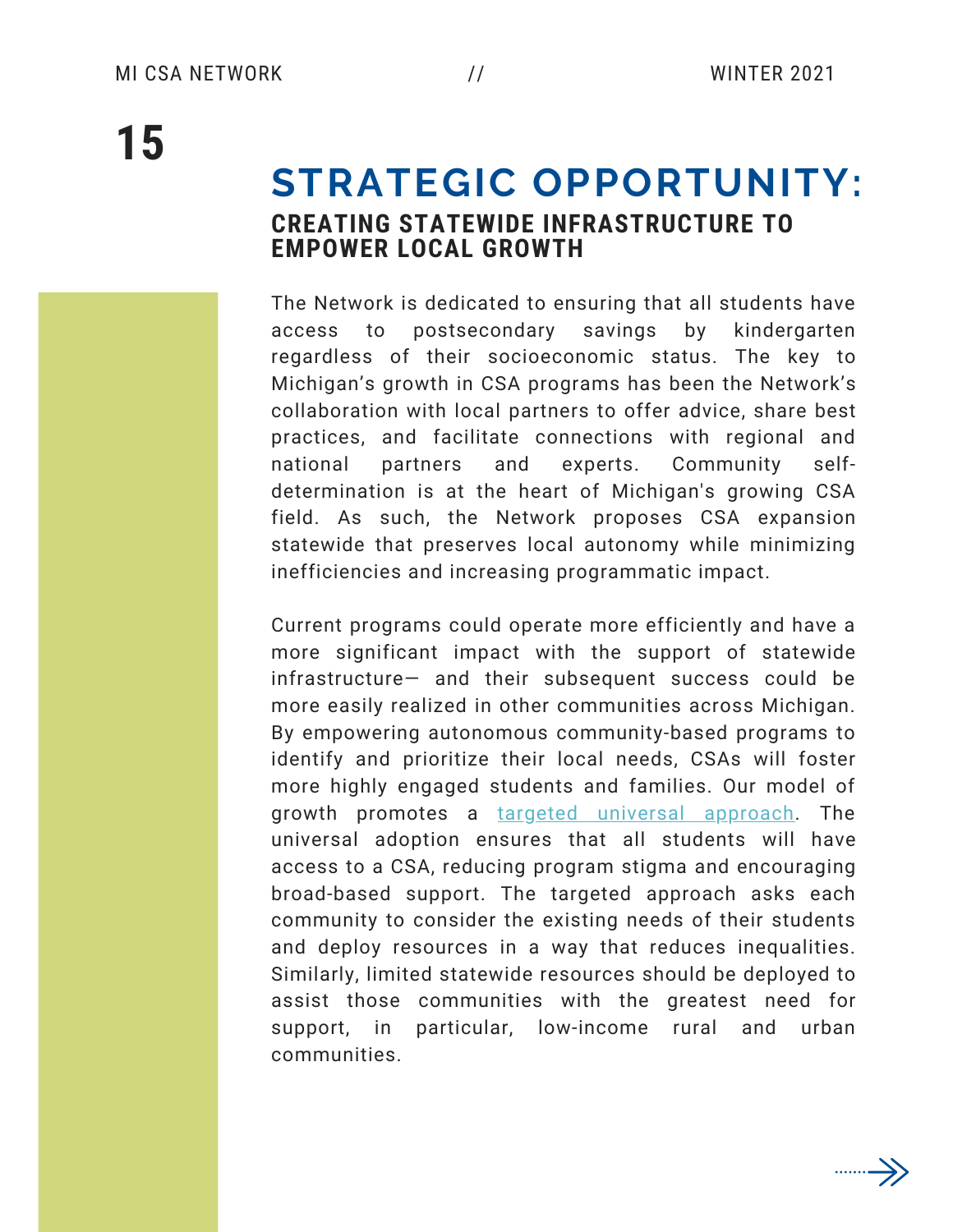# STRATEGIC OPPORTUNITY:

## CREATING STATEWIDE INFRASTRUCTURE TO EMPOWER LOCAL GROWTH

The Network is dedicated to ensuring that all students have access to postsecondary savings by kindergarten regardless of their socioeconomic status. The key to Michigan's growth in CSA programs has been the Network's collaboration with local partners to offer advice, share best practices, and facilitate connections with regional and national partners and experts. Community self-determination is at the heart of Michigan's growing CSA field. As such, the Network proposes CSA expansion statewide that preserves local autonomy while minimizing inefficiencies and increasing programmatic impact.

Current programs could operate more efficiently and have a more significant impact with the support of statewide infrastructure— and their subsequent success could be more easily realized in other communities across Michigan. By empowering autonomous community-based programs to identify and prioritize their local needs, CSAs will foster more highly engaged students and families. Our model of growth promotes a targeted universal approach. The universal adoption ensures that all students will have access to a CSA, reducing program stigma and encouraging broad-based support. The targeted approach asks each community to consider the existing needs of their students and deploy resources in a way that reduces inequalities. Similarly, limited statewide resources should be deployed to assist those communities with the greatest need for support, in particular, low-income rural and urban communities.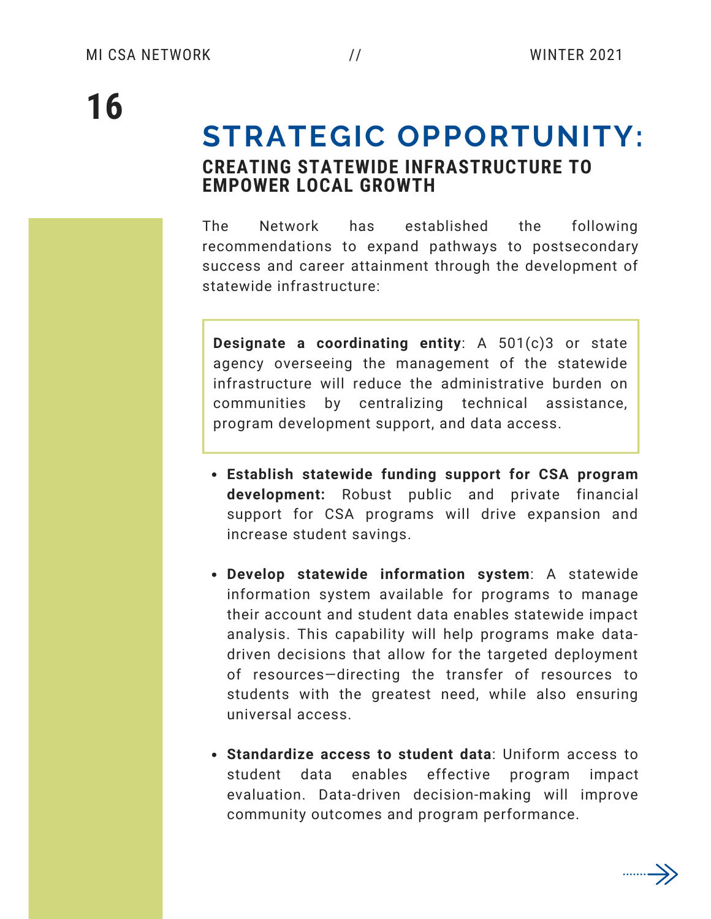# STRATEGIC OPPORTUNITY:

## CREATING STATEWIDE INFRASTRUCTURE TO EMPOWER LOCAL GROWTH

The Network has established the following recommendations to expand pathways to postsecondary success and career attainment through the development of statewide infrastructure:

**Designate a coordinating entity**: A 501(c)3 or state agency overseeing the management of the statewide infrastructure will reduce the administrative burden on communities by centralizing technical assistance, program development support, and data access.

- **Establish statewide funding support for CSA program development:** Robust public and private financial support for CSA programs will drive expansion and increase student savings.
- **Develop statewide information system**: A statewide information system available for programs to manage their account and student data enables statewide impact analysis. This capability will help programs make data-driven decisions that allow for the targeted deployment of resources—directing the transfer of resources to students with the greatest need, while also ensuring universal access.
- **Standardize access to student data**: Uniform access to student data enables effective program impact evaluation. Data-driven decision-making will improve community outcomes and program performance.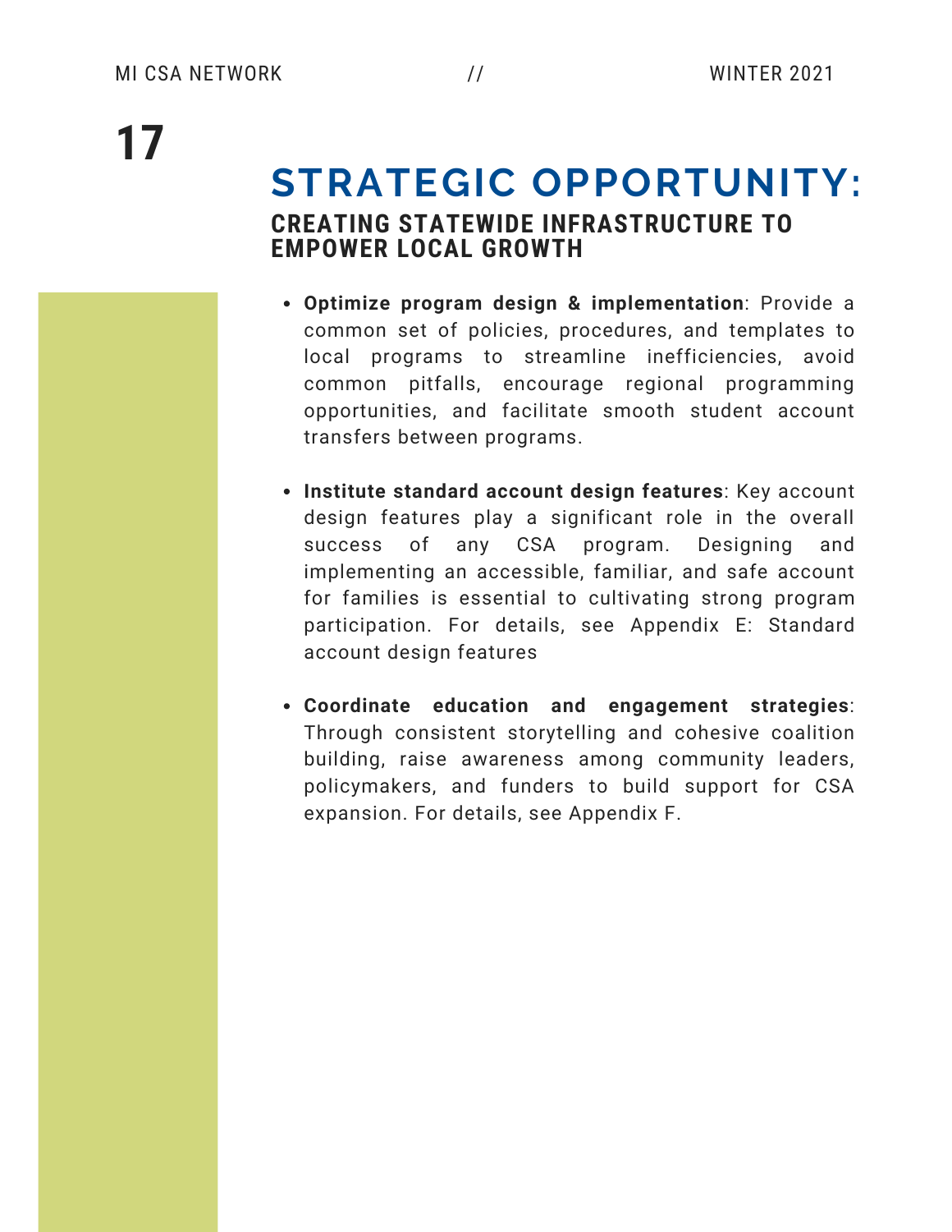# STRATEGIC OPPORTUNITY:

## CREATING STATEWIDE INFRASTRUCTURE TO EMPOWER LOCAL GROWTH

- **Optimize program design & implementation**: Provide a common set of policies, procedures, and templates to local programs to streamline inefficiencies, avoid common pitfalls, encourage regional programming opportunities, and facilitate smooth student account transfers between programs.

- **Institute standard account design features**: Key account design features play a significant role in the overall success of any CSA program. Designing and implementing an accessible, familiar, and safe account for families is essential to cultivating strong program participation. For details, see Appendix E: Standard account design features

- **Coordinate education and engagement strategies**: Through consistent storytelling and cohesive coalition building, raise awareness among community leaders, policymakers, and funders to build support for CSA expansion. For details, see Appendix F.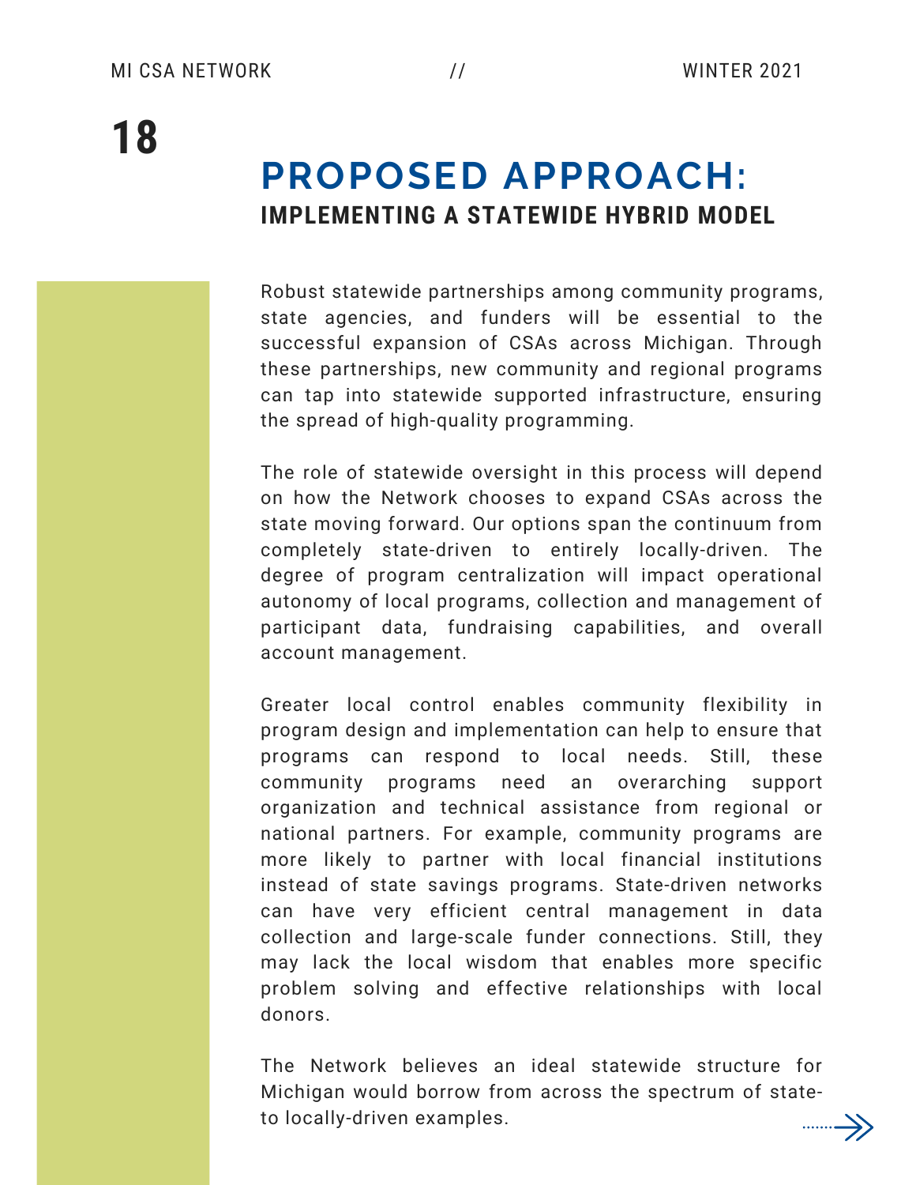# PROPOSED APPROACH:

## IMPLEMENTING A STATEWIDE HYBRID MODEL

Robust statewide partnerships among community programs, state agencies, and funders will be essential to the successful expansion of CSAs across Michigan. Through these partnerships, new community and regional programs can tap into statewide supported infrastructure, ensuring the spread of high-quality programming.

The role of statewide oversight in this process will depend on how the Network chooses to expand CSAs across the state moving forward. Our options span the continuum from completely state-driven to entirely locally-driven. The degree of program centralization will impact operational autonomy of local programs, collection and management of participant data, fundraising capabilities, and overall account management.

Greater local control enables community flexibility in program design and implementation can help to ensure that programs can respond to local needs. Still, these community programs need an overarching support organization and technical assistance from regional or national partners. For example, community programs are more likely to partner with local financial institutions instead of state savings programs. State-driven networks can have very efficient central management in data collection and large-scale funder connections. Still, they may lack the local wisdom that enables more specific problem solving and effective relationships with local donors.

The Network believes an ideal statewide structure for Michigan would borrow from across the spectrum of state-to locally-driven examples.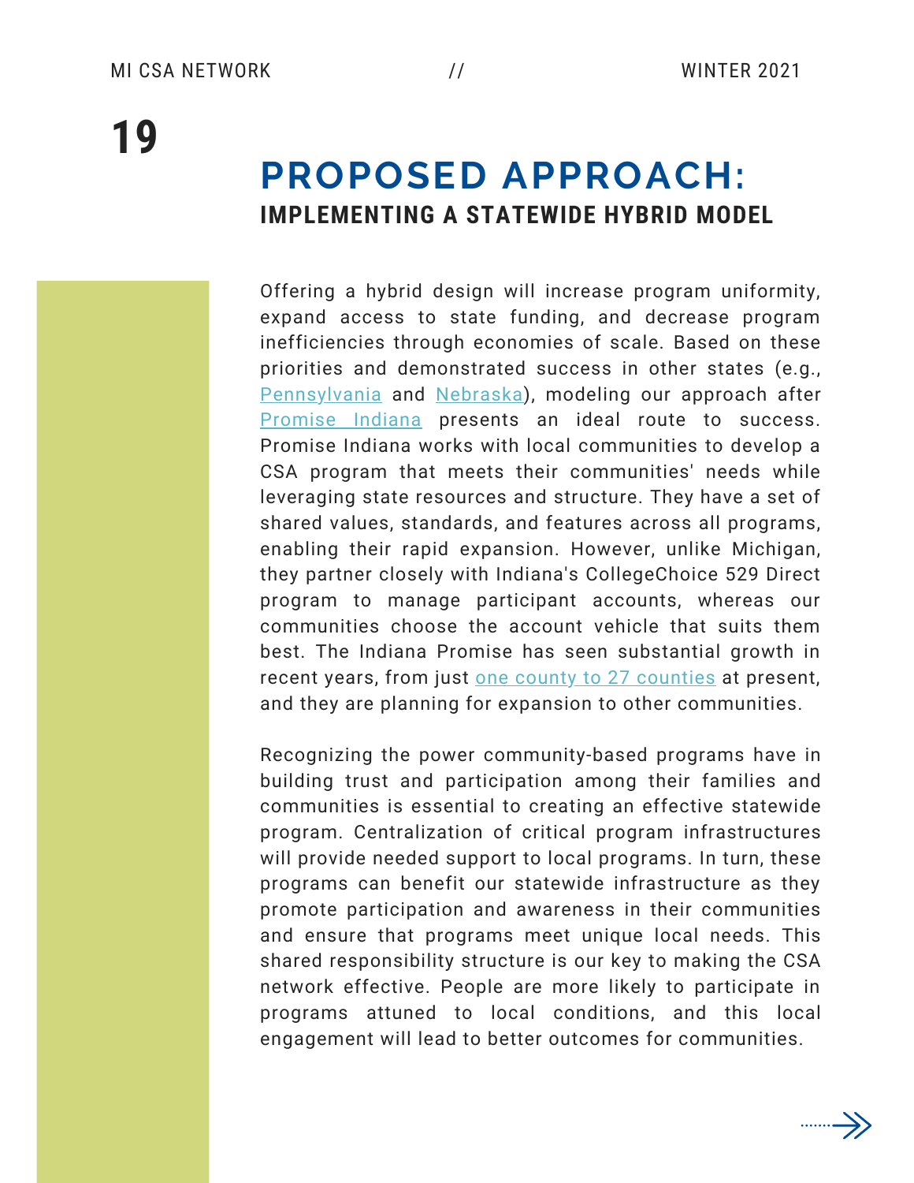# PROPOSED APPROACH:

## IMPLEMENTING A STATEWIDE HYBRID MODEL

Offering a hybrid design will increase program uniformity, expand access to state funding, and decrease program inefficiencies through economies of scale. Based on these priorities and demonstrated success in other states (e.g., Pennsylvania and Nebraska), modeling our approach after Promise Indiana presents an ideal route to success. Promise Indiana works with local communities to develop a CSA program that meets their communities' needs while leveraging state resources and structure. They have a set of shared values, standards, and features across all programs, enabling their rapid expansion. However, unlike Michigan, they partner closely with Indiana's CollegeChoice 529 Direct program to manage participant accounts, whereas our communities choose the account vehicle that suits them best. The Indiana Promise has seen substantial growth in recent years, from just one county to 27 counties at present, and they are planning for expansion to other communities.

Recognizing the power community-based programs have in building trust and participation among their families and communities is essential to creating an effective statewide program. Centralization of critical program infrastructures will provide needed support to local programs. In turn, these programs can benefit our statewide infrastructure as they promote participation and awareness in their communities and ensure that programs meet unique local needs. This shared responsibility structure is our key to making the CSA network effective. People are more likely to participate in programs attuned to local conditions, and this local engagement will lead to better outcomes for communities.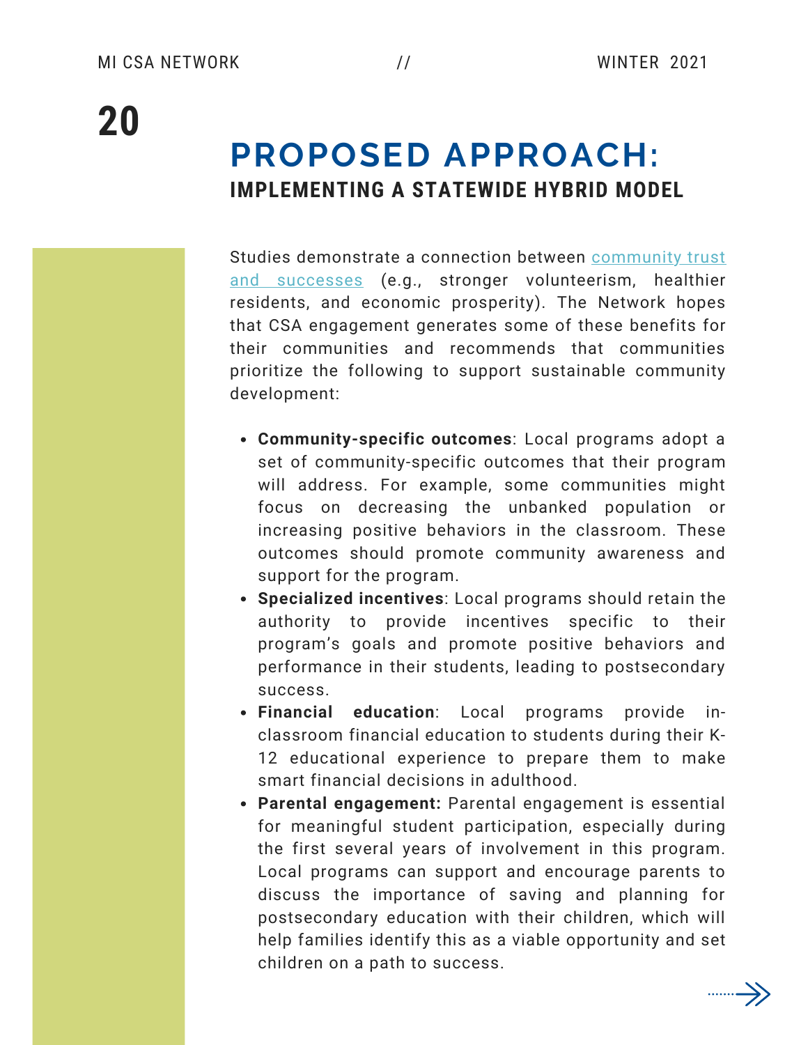# PROPOSED APPROACH:

## IMPLEMENTING A STATEWIDE HYBRID MODEL

Studies demonstrate a connection between community trust and successes (e.g., stronger volunteerism, healthier residents, and economic prosperity). The Network hopes that CSA engagement generates some of these benefits for their communities and recommends that communities prioritize the following to support sustainable community development:

- **Community-specific outcomes**: Local programs adopt a set of community-specific outcomes that their program will address. For example, some communities might focus on decreasing the unbanked population or increasing positive behaviors in the classroom. These outcomes should promote community awareness and support for the program.
- **Specialized incentives**: Local programs should retain the authority to provide incentives specific to their program's goals and promote positive behaviors and performance in their students, leading to postsecondary success.
- **Financial education**: Local programs provide in-classroom financial education to students during their K-12 educational experience to prepare them to make smart financial decisions in adulthood.
- **Parental engagement:** Parental engagement is essential for meaningful student participation, especially during the first several years of involvement in this program. Local programs can support and encourage parents to discuss the importance of saving and planning for postsecondary education with their children, which will help families identify this as a viable opportunity and set children on a path to success.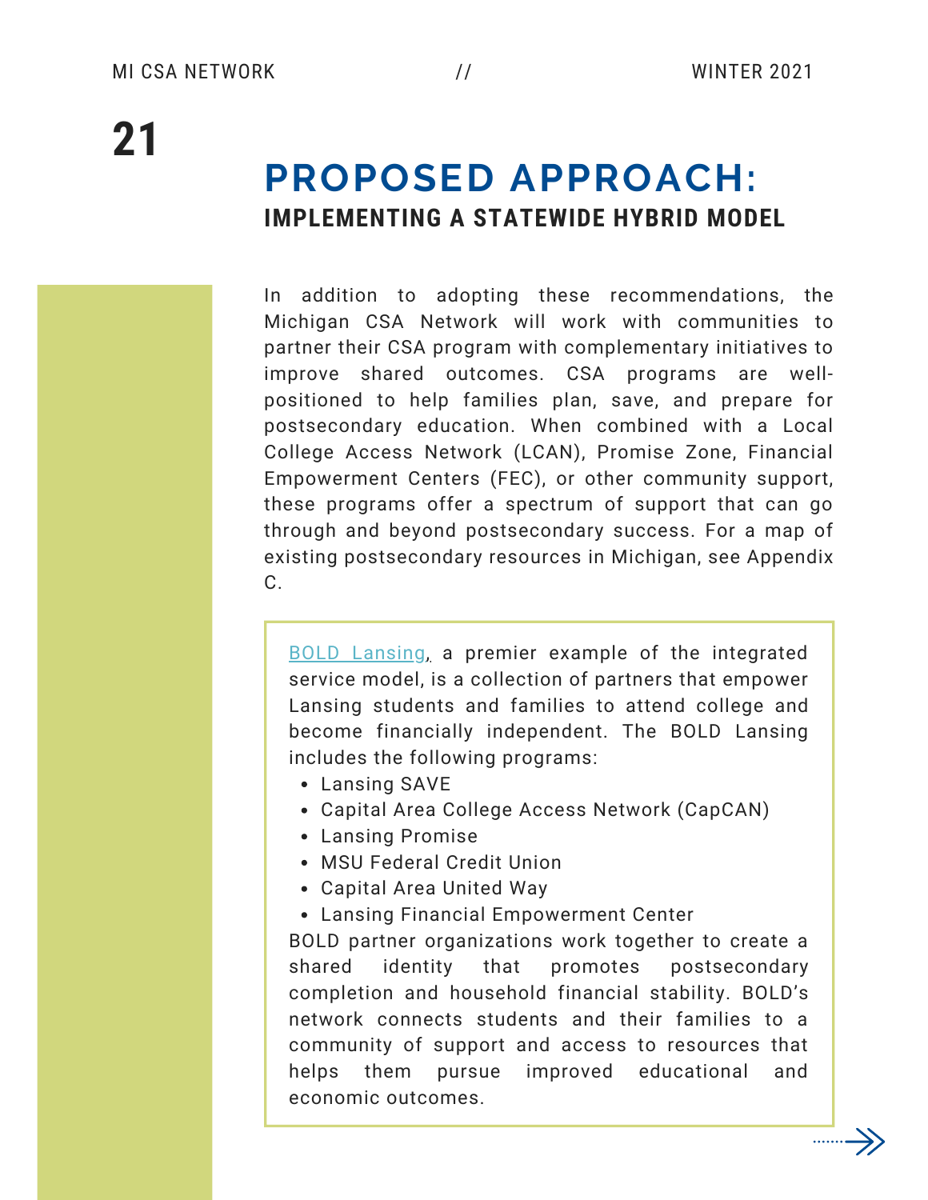# PROPOSED APPROACH:

## IMPLEMENTING A STATEWIDE HYBRID MODEL

In addition to adopting these recommendations, the Michigan CSA Network will work with communities to partner their CSA program with complementary initiatives to improve shared outcomes. CSA programs are well-positioned to help families plan, save, and prepare for postsecondary education. When combined with a Local College Access Network (LCAN), Promise Zone, Financial Empowerment Centers (FEC), or other community support, these programs offer a spectrum of support that can go through and beyond postsecondary success. For a map of existing postsecondary resources in Michigan, see Appendix C.

BOLD Lansing, a premier example of the integrated service model, is a collection of partners that empower Lansing students and families to attend college and become financially independent. The BOLD Lansing includes the following programs:

- Lansing SAVE
- Capital Area College Access Network (CapCAN)
- Lansing Promise
- MSU Federal Credit Union
- Capital Area United Way
- Lansing Financial Empowerment Center

BOLD partner organizations work together to create a shared identity that promotes postsecondary completion and household financial stability. BOLD's network connects students and their families to a community of support and access to resources that helps them pursue improved educational and economic outcomes.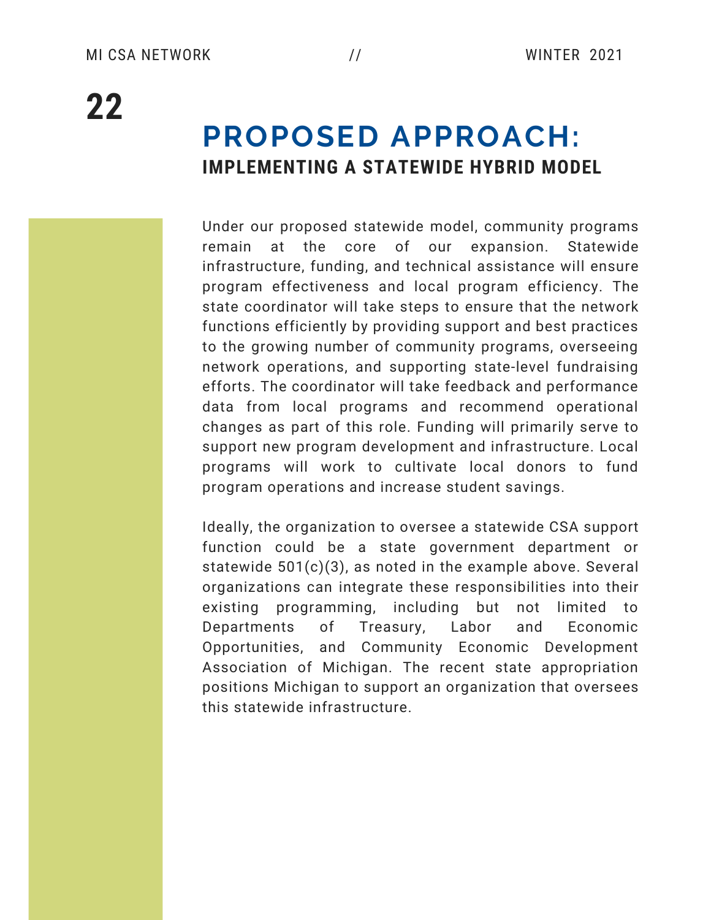# PROPOSED APPROACH:

## IMPLEMENTING A STATEWIDE HYBRID MODEL

Under our proposed statewide model, community programs remain at the core of our expansion. Statewide infrastructure, funding, and technical assistance will ensure program effectiveness and local program efficiency. The state coordinator will take steps to ensure that the network functions efficiently by providing support and best practices to the growing number of community programs, overseeing network operations, and supporting state-level fundraising efforts. The coordinator will take feedback and performance data from local programs and recommend operational changes as part of this role. Funding will primarily serve to support new program development and infrastructure. Local programs will work to cultivate local donors to fund program operations and increase student savings.

Ideally, the organization to oversee a statewide CSA support function could be a state government department or statewide 501(c)(3), as noted in the example above. Several organizations can integrate these responsibilities into their existing programming, including but not limited to Departments of Treasury, Labor and Economic Opportunities, and Community Economic Development Association of Michigan. The recent state appropriation positions Michigan to support an organization that oversees this statewide infrastructure.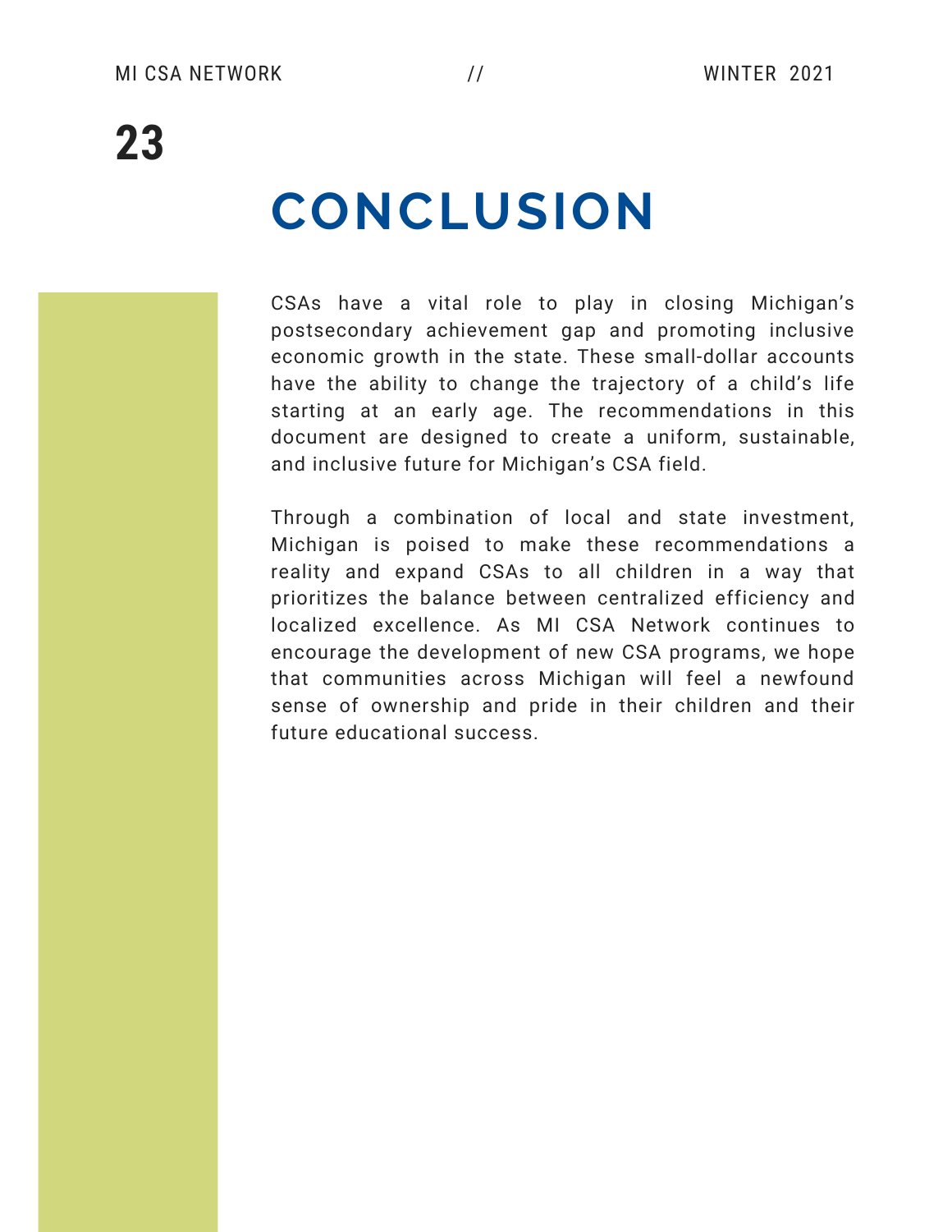# CONCLUSION

CSAs have a vital role to play in closing Michigan's postsecondary achievement gap and promoting inclusive economic growth in the state. These small-dollar accounts have the ability to change the trajectory of a child's life starting at an early age. The recommendations in this document are designed to create a uniform, sustainable, and inclusive future for Michigan's CSA field.

Through a combination of local and state investment, Michigan is poised to make these recommendations a reality and expand CSAs to all children in a way that prioritizes the balance between centralized efficiency and localized excellence. As MI CSA Network continues to encourage the development of new CSA programs, we hope that communities across Michigan will feel a newfound sense of ownership and pride in their children and their future educational success.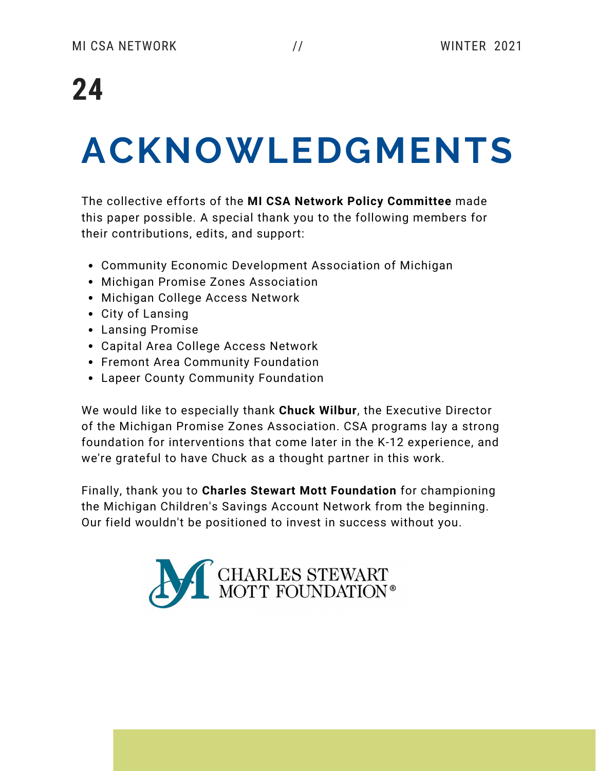# ACKNOWLEDGMENTS

The collective efforts of the **MI CSA Network Policy Committee** made this paper possible. A special thank you to the following members for their contributions, edits, and support:

- Community Economic Development Association of Michigan
- Michigan Promise Zones Association
- Michigan College Access Network
- City of Lansing
- Lansing Promise
- Capital Area College Access Network
- Fremont Area Community Foundation
- Lapeer County Community Foundation

We would like to especially thank **Chuck Wilbur**, the Executive Director of the Michigan Promise Zones Association. CSA programs lay a strong foundation for interventions that come later in the K-12 experience, and we're grateful to have Chuck as a thought partner in this work.

Finally, thank you to **Charles Stewart Mott Foundation** for championing the Michigan Children's Savings Account Network from the beginning. Our field wouldn't be positioned to invest in success without you.

CHARLES STEWART MOTT FOUNDATION®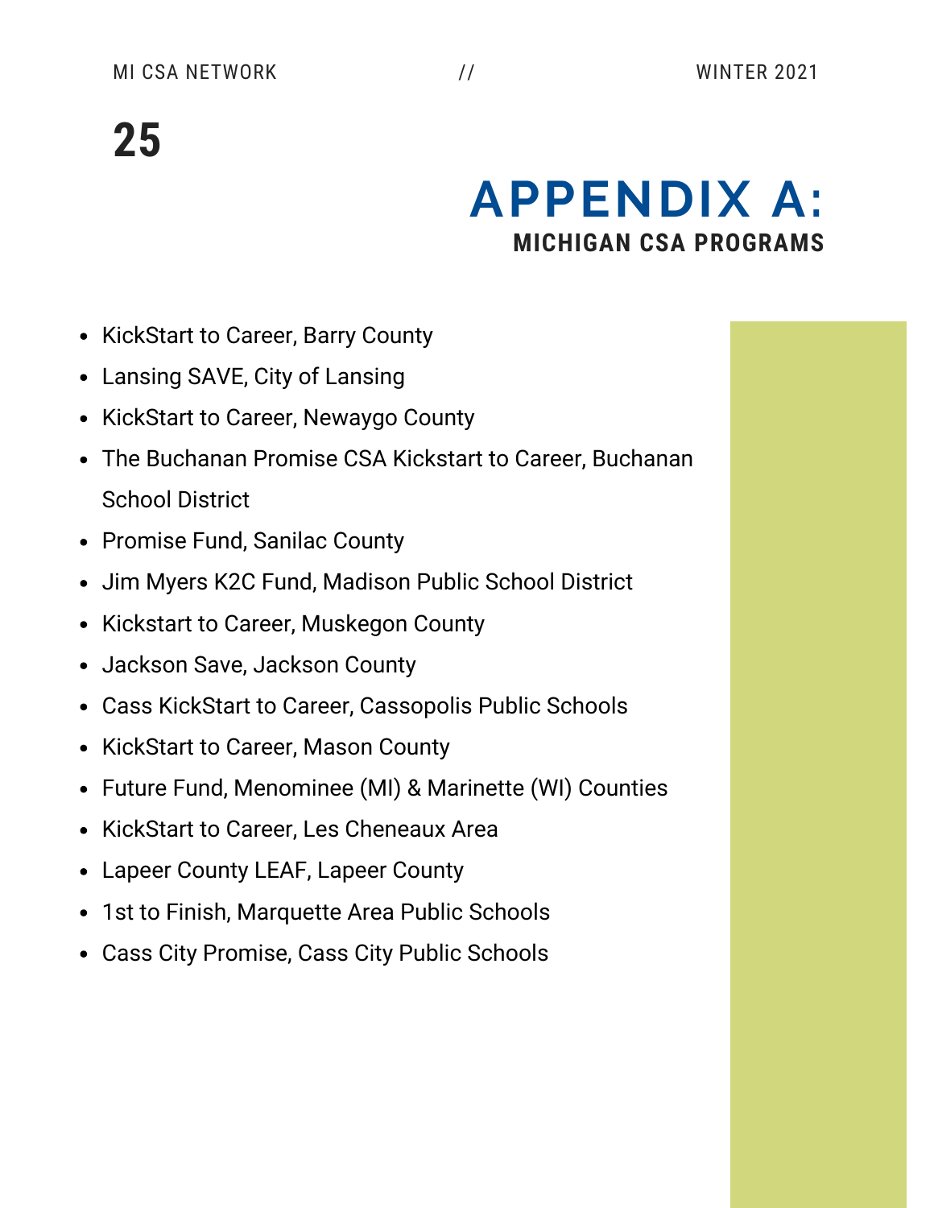# APPENDIX A:
## MICHIGAN CSA PROGRAMS

- KickStart to Career, Barry County
- Lansing SAVE, City of Lansing
- KickStart to Career, Newaygo County
- The Buchanan Promise CSA Kickstart to Career, Buchanan School District
- Promise Fund, Sanilac County
- Jim Myers K2C Fund, Madison Public School District
- Kickstart to Career, Muskegon County
- Jackson Save, Jackson County
- Cass KickStart to Career, Cassopolis Public Schools
- KickStart to Career, Mason County
- Future Fund, Menominee (MI) & Marinette (WI) Counties
- KickStart to Career, Les Cheneaux Area
- Lapeer County LEAF, Lapeer County
- 1st to Finish, Marquette Area Public Schools
- Cass City Promise, Cass City Public Schools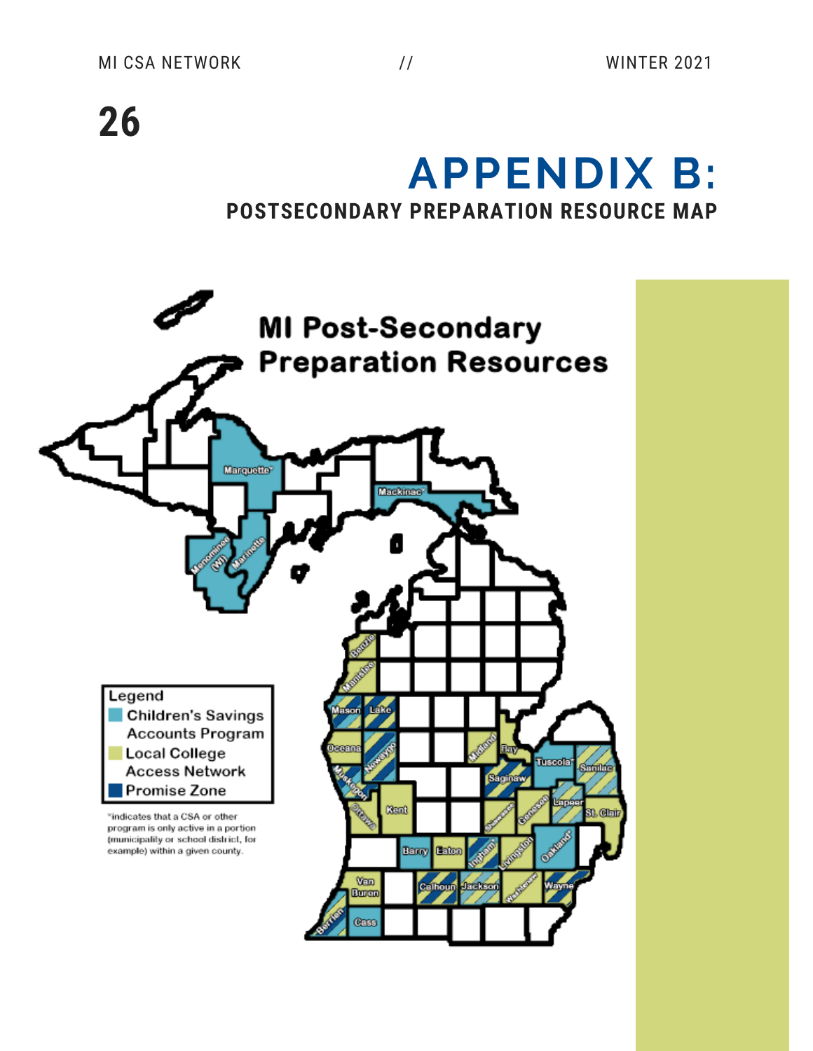# APPENDIX B:

## POSTSECONDARY PREPARATION RESOURCE MAP

MI Post-Secondary Preparation Resources

Legend
Children's Savings Accounts Program
Local College Access Network
Promise Zone

*indicates that a CSA or other program is only active in a portion (municipality or school district, for example) within a given county.

Marquette*
Mackinac*
Menominee (WI)
Marinette
Benzie
Manistee
Mason
Lake
Oceana
Newaygo
Muskegon
Midland
Bay
Tuscola*
Sanilac
Saginaw
Ottawa
Kent
Shiawassee
Genesee
Lapeer
St. Clair
Barry
Eaton
Ingham*
Livingston
Oakland*
Van Buren
Calhoun
Jackson
Washtenaw
Wayne*
Berrien
Cass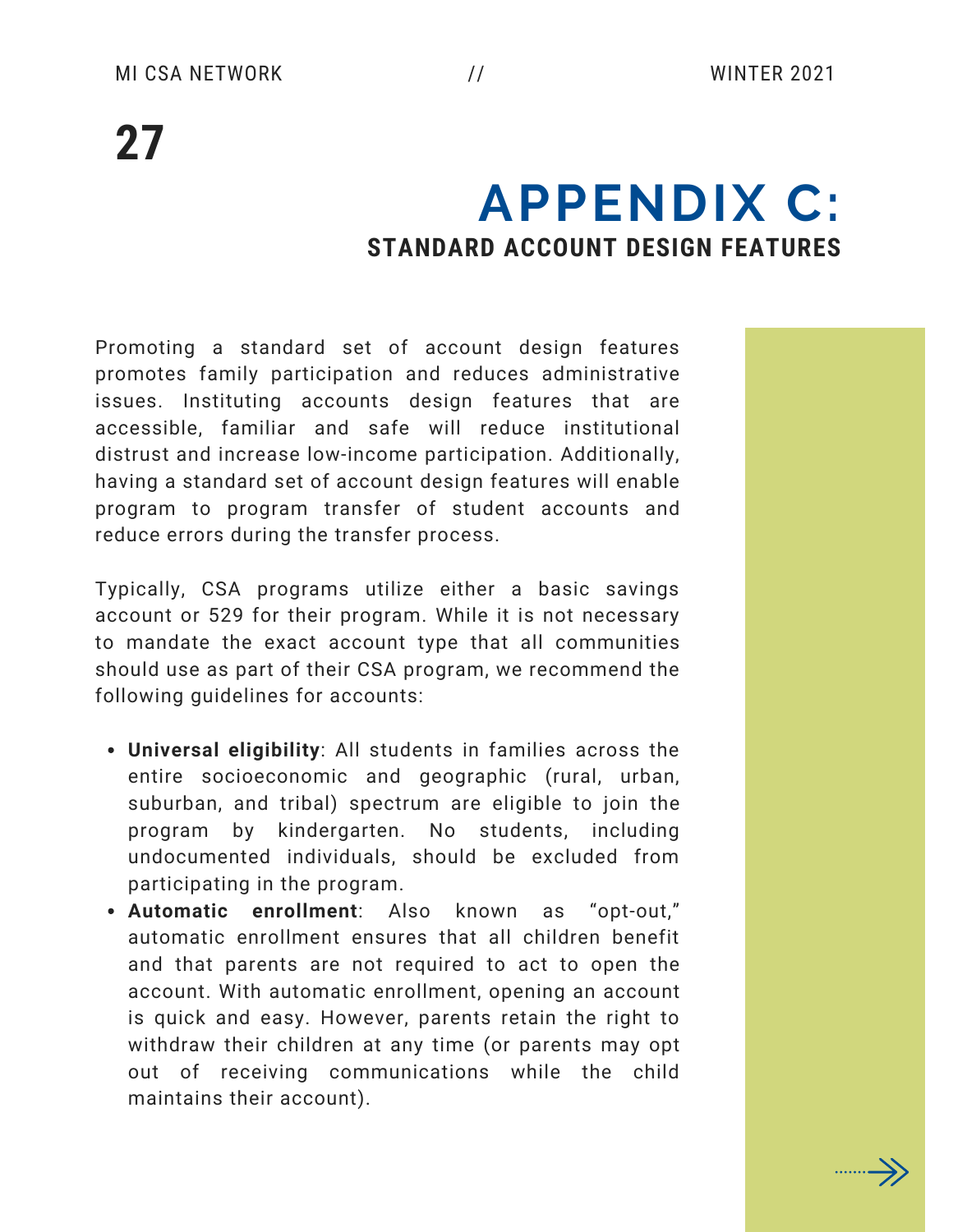# APPENDIX C:

## STANDARD ACCOUNT DESIGN FEATURES

Promoting a standard set of account design features promotes family participation and reduces administrative issues. Instituting accounts design features that are accessible, familiar and safe will reduce institutional distrust and increase low-income participation. Additionally, having a standard set of account design features will enable program to program transfer of student accounts and reduce errors during the transfer process.

Typically, CSA programs utilize either a basic savings account or 529 for their program. While it is not necessary to mandate the exact account type that all communities should use as part of their CSA program, we recommend the following guidelines for accounts:

- **Universal eligibility**: All students in families across the entire socioeconomic and geographic (rural, urban, suburban, and tribal) spectrum are eligible to join the program by kindergarten. No students, including undocumented individuals, should be excluded from participating in the program.
- **Automatic enrollment**: Also known as "opt-out," automatic enrollment ensures that all children benefit and that parents are not required to act to open the account. With automatic enrollment, opening an account is quick and easy. However, parents retain the right to withdraw their children at any time (or parents may opt out of receiving communications while the child maintains their account).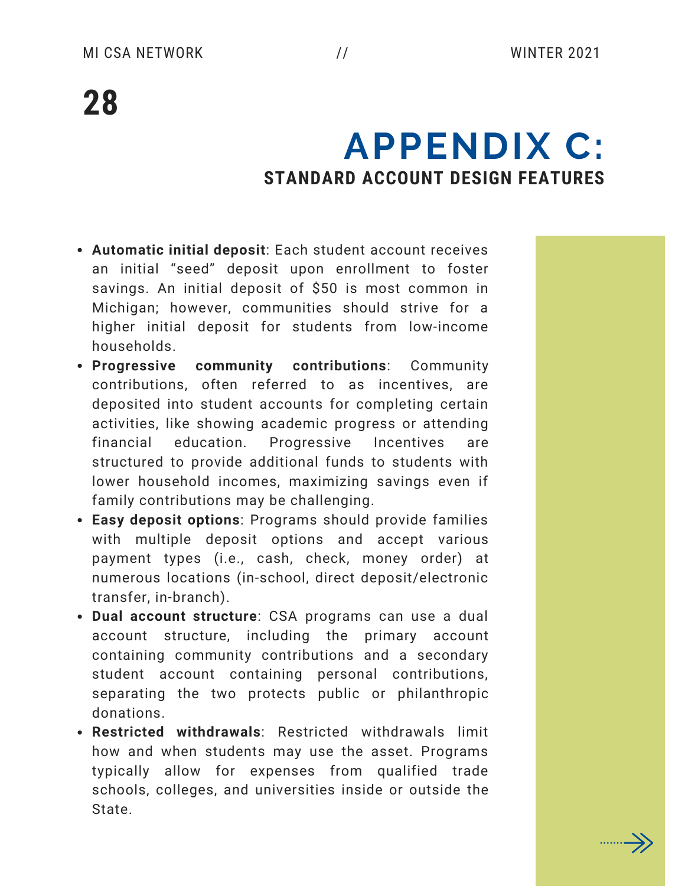# APPENDIX C:
## STANDARD ACCOUNT DESIGN FEATURES

- **Automatic initial deposit**: Each student account receives an initial "seed" deposit upon enrollment to foster savings. An initial deposit of $50 is most common in Michigan; however, communities should strive for a higher initial deposit for students from low-income households.
- **Progressive community contributions**: Community contributions, often referred to as incentives, are deposited into student accounts for completing certain activities, like showing academic progress or attending financial education. Progressive Incentives are structured to provide additional funds to students with lower household incomes, maximizing savings even if family contributions may be challenging.
- **Easy deposit options**: Programs should provide families with multiple deposit options and accept various payment types (i.e., cash, check, money order) at numerous locations (in-school, direct deposit/electronic transfer, in-branch).
- **Dual account structure**: CSA programs can use a dual account structure, including the primary account containing community contributions and a secondary student account containing personal contributions, separating the two protects public or philanthropic donations.
- **Restricted withdrawals**: Restricted withdrawals limit how and when students may use the asset. Programs typically allow for expenses from qualified trade schools, colleges, and universities inside or outside the State.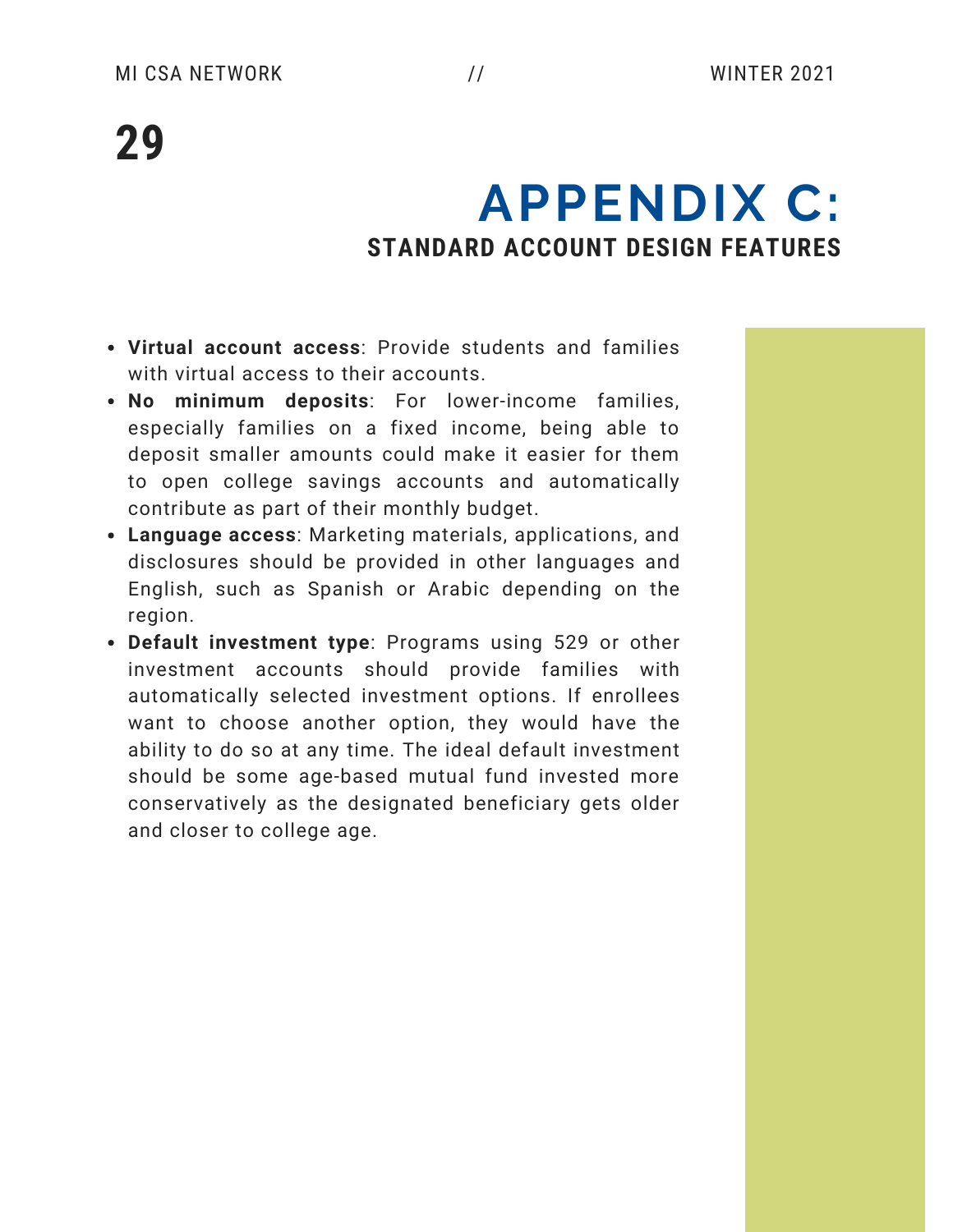# APPENDIX C:

## STANDARD ACCOUNT DESIGN FEATURES

- **Virtual account access**: Provide students and families with virtual access to their accounts.
- **No minimum deposits**: For lower-income families, especially families on a fixed income, being able to deposit smaller amounts could make it easier for them to open college savings accounts and automatically contribute as part of their monthly budget.
- **Language access**: Marketing materials, applications, and disclosures should be provided in other languages and English, such as Spanish or Arabic depending on the region.
- **Default investment type**: Programs using 529 or other investment accounts should provide families with automatically selected investment options. If enrollees want to choose another option, they would have the ability to do so at any time. The ideal default investment should be some age-based mutual fund invested more conservatively as the designated beneficiary gets older and closer to college age.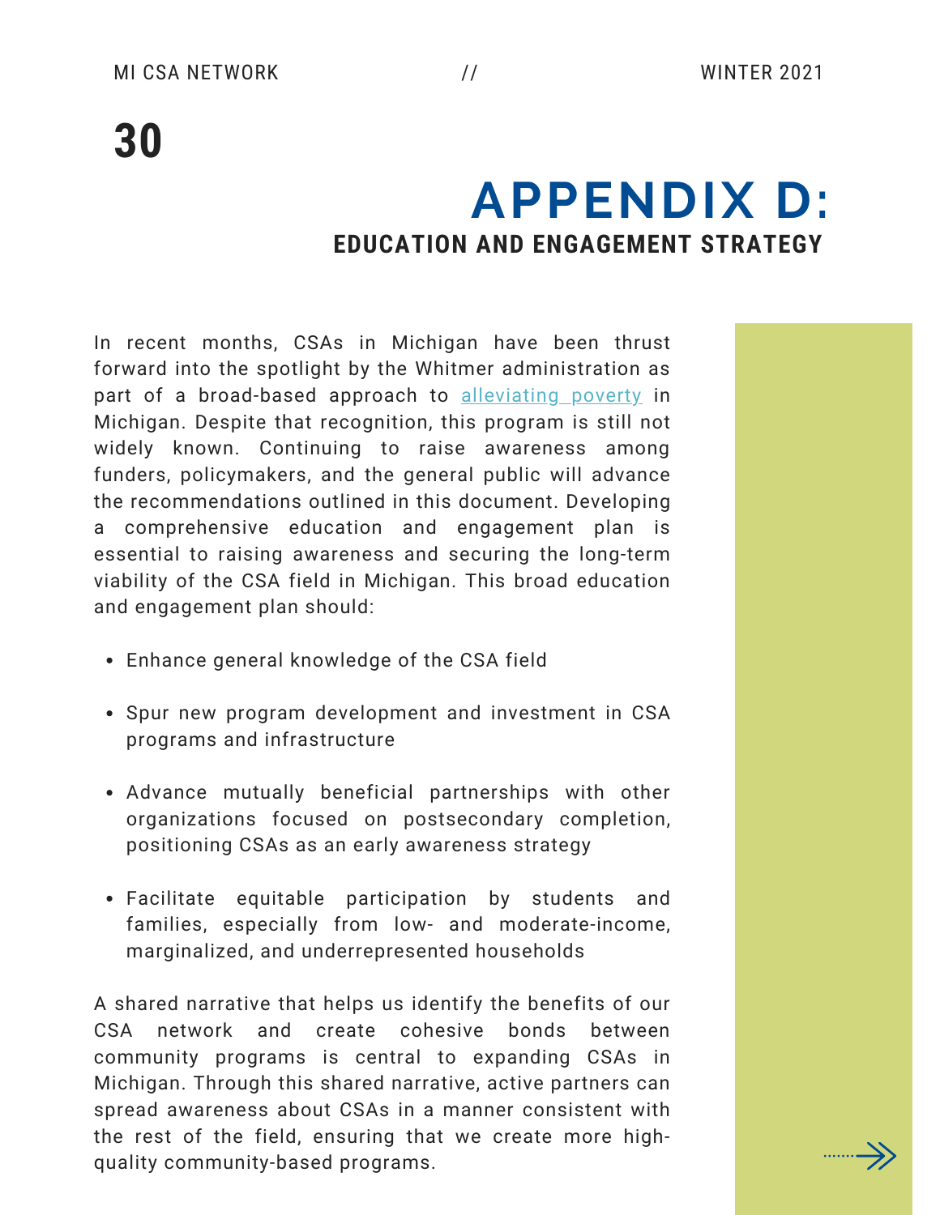# APPENDIX D:

## EDUCATION AND ENGAGEMENT STRATEGY

In recent months, CSAs in Michigan have been thrust forward into the spotlight by the Whitmer administration as part of a broad-based approach to alleviating poverty in Michigan. Despite that recognition, this program is still not widely known. Continuing to raise awareness among funders, policymakers, and the general public will advance the recommendations outlined in this document. Developing a comprehensive education and engagement plan is essential to raising awareness and securing the long-term viability of the CSA field in Michigan. This broad education and engagement plan should:

- Enhance general knowledge of the CSA field
- Spur new program development and investment in CSA programs and infrastructure
- Advance mutually beneficial partnerships with other organizations focused on postsecondary completion, positioning CSAs as an early awareness strategy
- Facilitate equitable participation by students and families, especially from low- and moderate-income, marginalized, and underrepresented households

A shared narrative that helps us identify the benefits of our CSA network and create cohesive bonds between community programs is central to expanding CSAs in Michigan. Through this shared narrative, active partners can spread awareness about CSAs in a manner consistent with the rest of the field, ensuring that we create more high-quality community-based programs.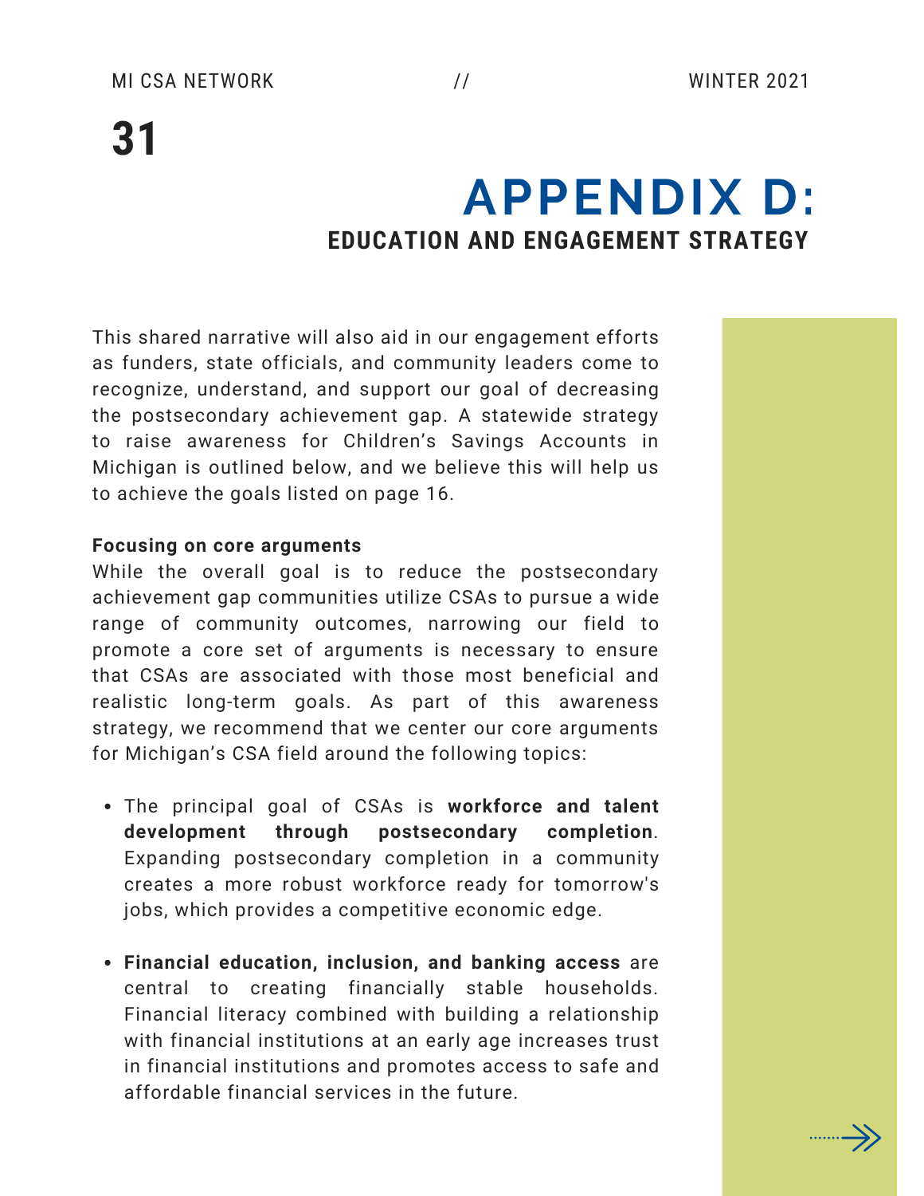# APPENDIX D:

## EDUCATION AND ENGAGEMENT STRATEGY

This shared narrative will also aid in our engagement efforts as funders, state officials, and community leaders come to recognize, understand, and support our goal of decreasing the postsecondary achievement gap. A statewide strategy to raise awareness for Children's Savings Accounts in Michigan is outlined below, and we believe this will help us to achieve the goals listed on page 16.

**Focusing on core arguments**

While the overall goal is to reduce the postsecondary achievement gap communities utilize CSAs to pursue a wide range of community outcomes, narrowing our field to promote a core set of arguments is necessary to ensure that CSAs are associated with those most beneficial and realistic long-term goals. As part of this awareness strategy, we recommend that we center our core arguments for Michigan's CSA field around the following topics:

- The principal goal of CSAs is **workforce and talent development through postsecondary completion**. Expanding postsecondary completion in a community creates a more robust workforce ready for tomorrow's jobs, which provides a competitive economic edge.
- **Financial education, inclusion, and banking access** are central to creating financially stable households. Financial literacy combined with building a relationship with financial institutions at an early age increases trust in financial institutions and promotes access to safe and affordable financial services in the future.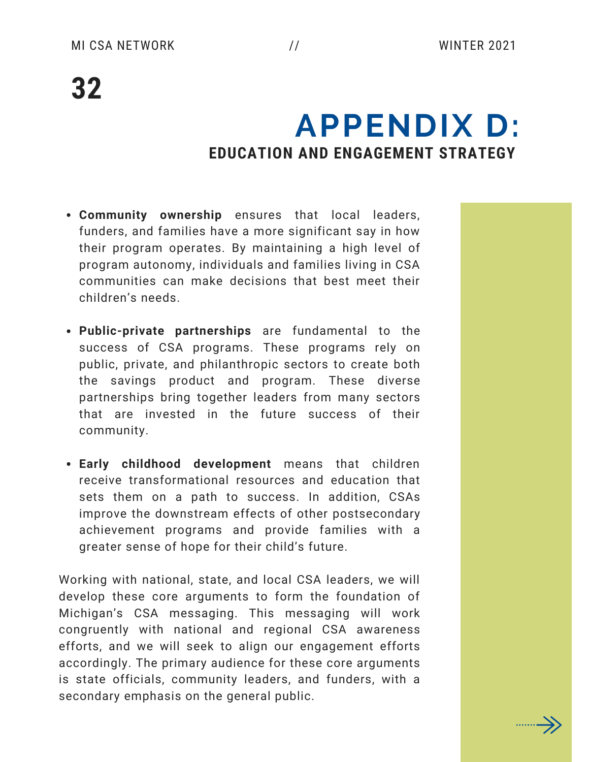# APPENDIX D:
## EDUCATION AND ENGAGEMENT STRATEGY

- **Community ownership** ensures that local leaders, funders, and families have a more significant say in how their program operates. By maintaining a high level of program autonomy, individuals and families living in CSA communities can make decisions that best meet their children's needs.

- **Public-private partnerships** are fundamental to the success of CSA programs. These programs rely on public, private, and philanthropic sectors to create both the savings product and program. These diverse partnerships bring together leaders from many sectors that are invested in the future success of their community.

- **Early childhood development** means that children receive transformational resources and education that sets them on a path to success. In addition, CSAs improve the downstream effects of other postsecondary achievement programs and provide families with a greater sense of hope for their child's future.

Working with national, state, and local CSA leaders, we will develop these core arguments to form the foundation of Michigan's CSA messaging. This messaging will work congruently with national and regional CSA awareness efforts, and we will seek to align our engagement efforts accordingly. The primary audience for these core arguments is state officials, community leaders, and funders, with a secondary emphasis on the general public.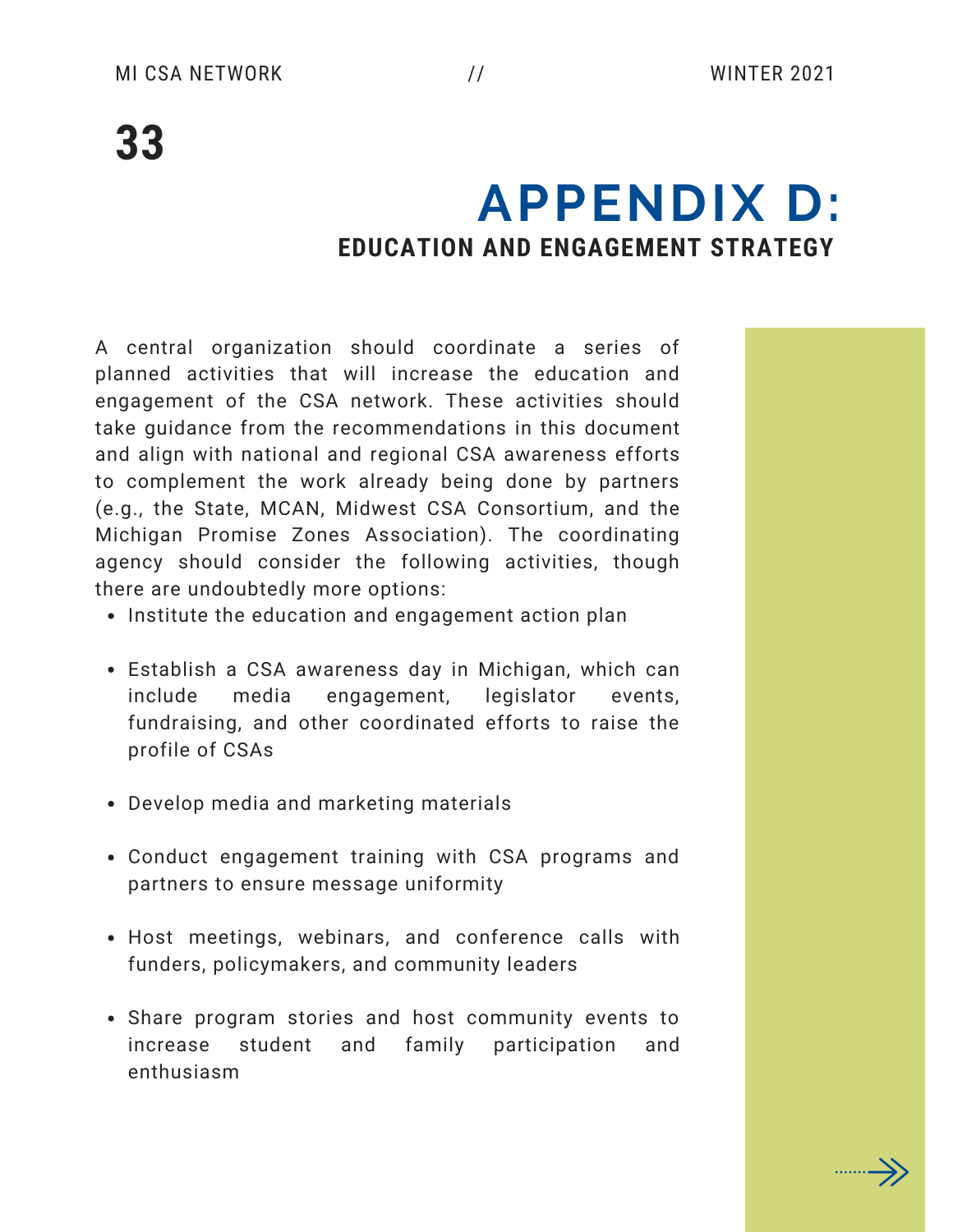# APPENDIX D:

## EDUCATION AND ENGAGEMENT STRATEGY

A central organization should coordinate a series of planned activities that will increase the education and engagement of the CSA network. These activities should take guidance from the recommendations in this document and align with national and regional CSA awareness efforts to complement the work already being done by partners (e.g., the State, MCAN, Midwest CSA Consortium, and the Michigan Promise Zones Association). The coordinating agency should consider the following activities, though there are undoubtedly more options:

- Institute the education and engagement action plan
- Establish a CSA awareness day in Michigan, which can include media engagement, legislator events, fundraising, and other coordinated efforts to raise the profile of CSAs
- Develop media and marketing materials
- Conduct engagement training with CSA programs and partners to ensure message uniformity
- Host meetings, webinars, and conference calls with funders, policymakers, and community leaders
- Share program stories and host community events to increase student and family participation and enthusiasm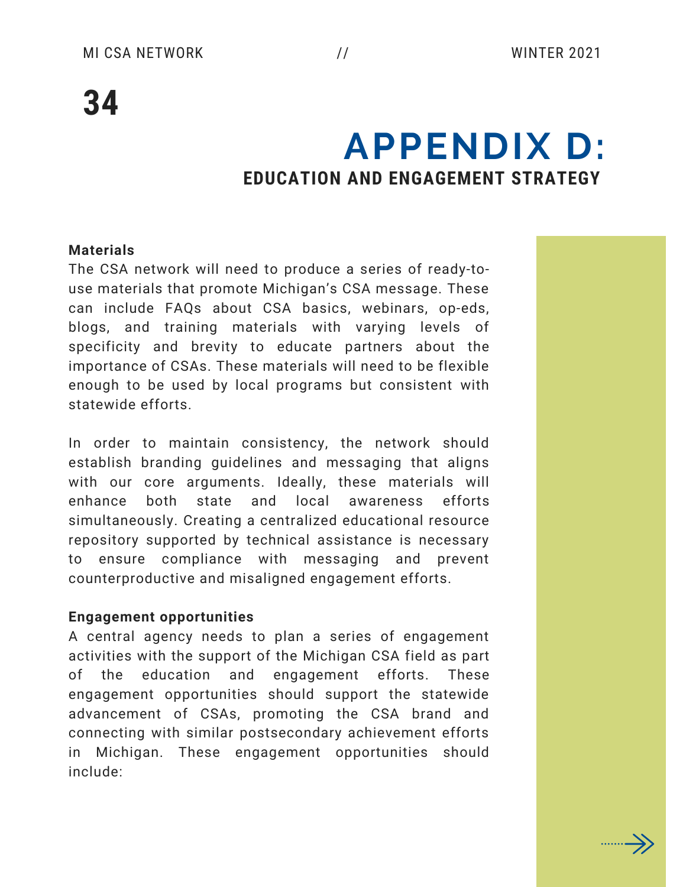# APPENDIX D:

## EDUCATION AND ENGAGEMENT STRATEGY

**Materials**

The CSA network will need to produce a series of ready-to-use materials that promote Michigan's CSA message. These can include FAQs about CSA basics, webinars, op-eds, blogs, and training materials with varying levels of specificity and brevity to educate partners about the importance of CSAs. These materials will need to be flexible enough to be used by local programs but consistent with statewide efforts.

In order to maintain consistency, the network should establish branding guidelines and messaging that aligns with our core arguments. Ideally, these materials will enhance both state and local awareness efforts simultaneously. Creating a centralized educational resource repository supported by technical assistance is necessary to ensure compliance with messaging and prevent counterproductive and misaligned engagement efforts.

**Engagement opportunities**

A central agency needs to plan a series of engagement activities with the support of the Michigan CSA field as part of the education and engagement efforts. These engagement opportunities should support the statewide advancement of CSAs, promoting the CSA brand and connecting with similar postsecondary achievement efforts in Michigan. These engagement opportunities should include: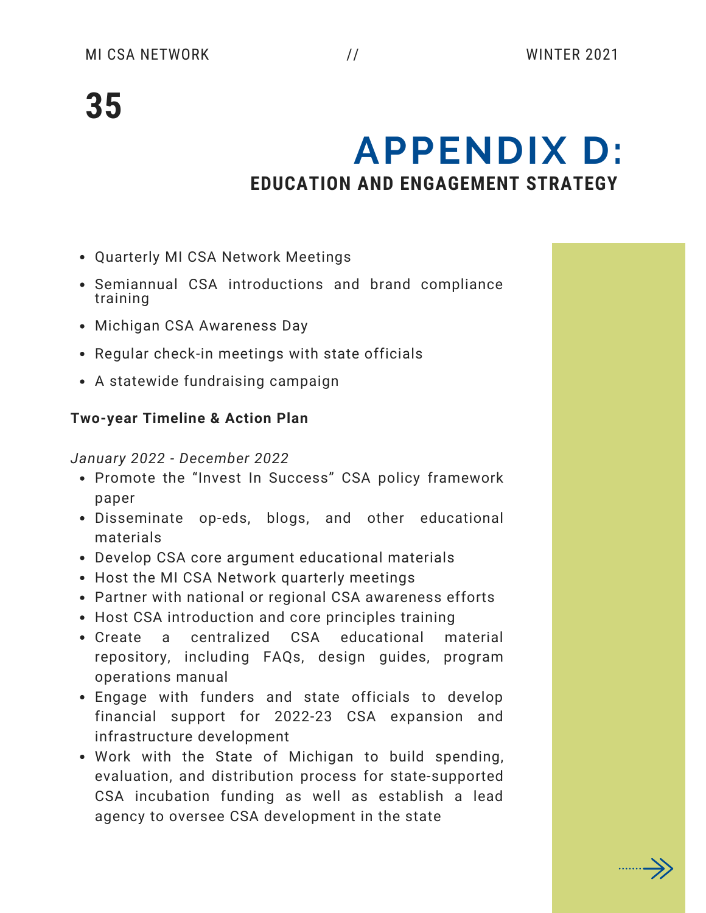# APPENDIX D:

## EDUCATION AND ENGAGEMENT STRATEGY

- Quarterly MI CSA Network Meetings
- Semiannual CSA introductions and brand compliance training
- Michigan CSA Awareness Day
- Regular check-in meetings with state officials
- A statewide fundraising campaign

**Two-year Timeline & Action Plan**

*January 2022 - December 2022*

- Promote the “Invest In Success” CSA policy framework paper
- Disseminate op-eds, blogs, and other educational materials
- Develop CSA core argument educational materials
- Host the MI CSA Network quarterly meetings
- Partner with national or regional CSA awareness efforts
- Host CSA introduction and core principles training
- Create a centralized CSA educational material repository, including FAQs, design guides, program operations manual
- Engage with funders and state officials to develop financial support for 2022-23 CSA expansion and infrastructure development
- Work with the State of Michigan to build spending, evaluation, and distribution process for state-supported CSA incubation funding as well as establish a lead agency to oversee CSA development in the state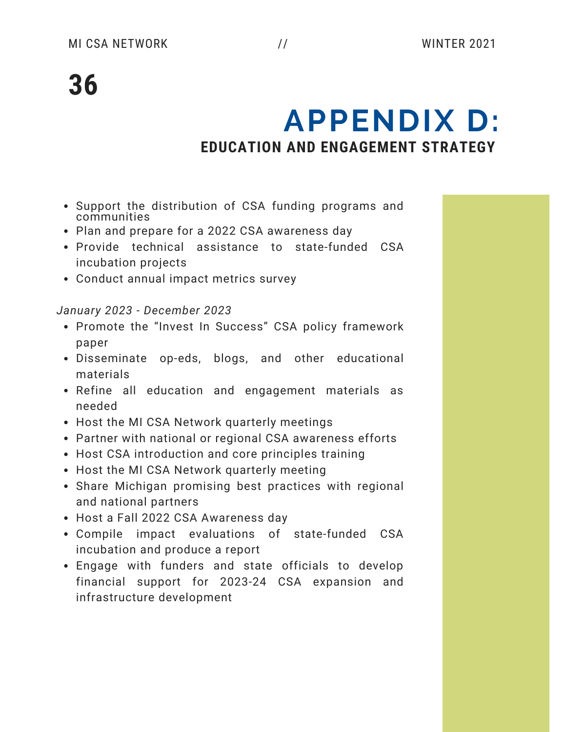# APPENDIX D:

## EDUCATION AND ENGAGEMENT STRATEGY

- Support the distribution of CSA funding programs and communities
- Plan and prepare for a 2022 CSA awareness day
- Provide technical assistance to state-funded CSA incubation projects
- Conduct annual impact metrics survey

*January 2023 - December 2023*

- Promote the "Invest In Success" CSA policy framework paper
- Disseminate op-eds, blogs, and other educational materials
- Refine all education and engagement materials as needed
- Host the MI CSA Network quarterly meetings
- Partner with national or regional CSA awareness efforts
- Host CSA introduction and core principles training
- Host the MI CSA Network quarterly meeting
- Share Michigan promising best practices with regional and national partners
- Host a Fall 2022 CSA Awareness day
- Compile impact evaluations of state-funded CSA incubation and produce a report
- Engage with funders and state officials to develop financial support for 2023-24 CSA expansion and infrastructure development